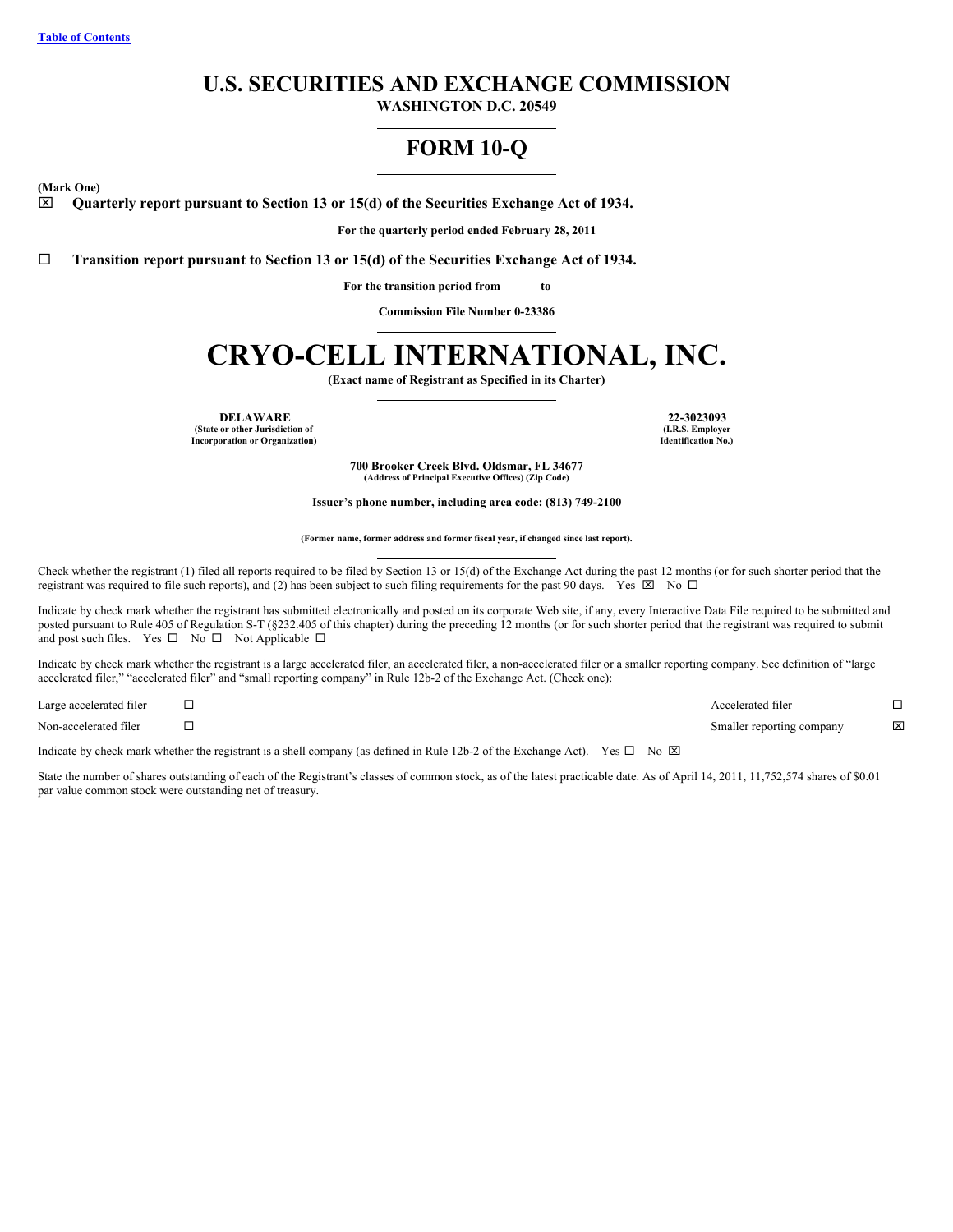[Table of Contents](#)

# U.S. SECURITIES AND EXCHANGE COMMISSION

**WASHINGTON D.C. 20549**

## FORM 10-Q

**(Mark One)**

☒ **Quarterly report pursuant to Section 13 or 15(d) of the Securities Exchange Act of 1934.**

**For the quarterly period ended February 28, 2011**

☐ **Transition report pursuant to Section 13 or 15(d) of the Securities Exchange Act of 1934.**

**For the transition period from\_\_\_\_\_\_ to \_\_\_\_\_\_**

**Commission File Number 0-23386**

# CRYO-CELL INTERNATIONAL, INC.

**(Exact name of Registrant as Specified in its Charter)**

| **DELAWARE** | **22-3023093** |
|---|---|
| **(State or other Jurisdiction of Incorporation or Organization)** | **(I.R.S. Employer Identification No.)** |

**700 Brooker Creek Blvd. Oldsmar, FL 34677**
**(Address of Principal Executive Offices) (Zip Code)**

**Issuer's phone number, including area code: (813) 749-2100**

**(Former name, former address and former fiscal year, if changed since last report).**

Check whether the registrant (1) filed all reports required to be filed by Section 13 or 15(d) of the Exchange Act during the past 12 months (or for such shorter period that the registrant was required to file such reports), and (2) has been subject to such filing requirements for the past 90 days. Yes ☒ No ☐

Indicate by check mark whether the registrant has submitted electronically and posted on its corporate Web site, if any, every Interactive Data File required to be submitted and posted pursuant to Rule 405 of Regulation S-T (§232.405 of this chapter) during the preceding 12 months (or for such shorter period that the registrant was required to submit and post such files. Yes ☐ No ☐ Not Applicable ☐

Indicate by check mark whether the registrant is a large accelerated filer, an accelerated filer, a non-accelerated filer or a smaller reporting company. See definition of "large accelerated filer," "accelerated filer" and "small reporting company" in Rule 12b-2 of the Exchange Act. (Check one):

| | | | |
|---|---|---|---|
| Large accelerated filer | ☐ | Accelerated filer | ☐ |
| Non-accelerated filer | ☐ | Smaller reporting company | ☒ |

Indicate by check mark whether the registrant is a shell company (as defined in Rule 12b-2 of the Exchange Act). Yes ☐ No ☒

State the number of shares outstanding of each of the Registrant's classes of common stock, as of the latest practicable date. As of April 14, 2011, 11,752,574 shares of $0.01 par value common stock were outstanding net of treasury.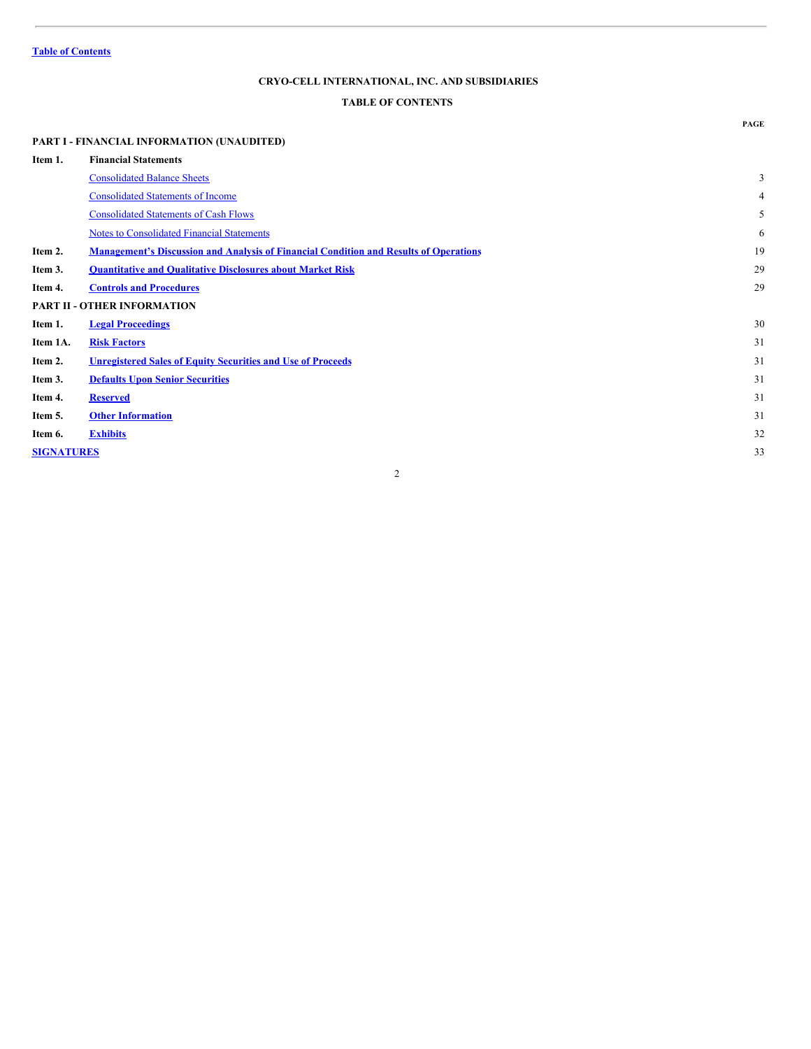Table of Contents

# CRYO-CELL INTERNATIONAL, INC. AND SUBSIDIARIES

## TABLE OF CONTENTS

| | | PAGE |
|---|---|---|
| **PART I - FINANCIAL INFORMATION (UNAUDITED)** | | |
| **Item 1.** | **Financial Statements** | |
| | Consolidated Balance Sheets | 3 |
| | Consolidated Statements of Income | 4 |
| | Consolidated Statements of Cash Flows | 5 |
| | Notes to Consolidated Financial Statements | 6 |
| **Item 2.** | **Management's Discussion and Analysis of Financial Condition and Results of Operations** | 19 |
| **Item 3.** | **Quantitative and Qualitative Disclosures about Market Risk** | 29 |
| **Item 4.** | **Controls and Procedures** | 29 |
| **PART II - OTHER INFORMATION** | | |
| **Item 1.** | **Legal Proceedings** | 30 |
| **Item 1A.** | **Risk Factors** | 31 |
| **Item 2.** | **Unregistered Sales of Equity Securities and Use of Proceeds** | 31 |
| **Item 3.** | **Defaults Upon Senior Securities** | 31 |
| **Item 4.** | **Reserved** | 31 |
| **Item 5.** | **Other Information** | 31 |
| **Item 6.** | **Exhibits** | 32 |
| **SIGNATURES** | | 33 |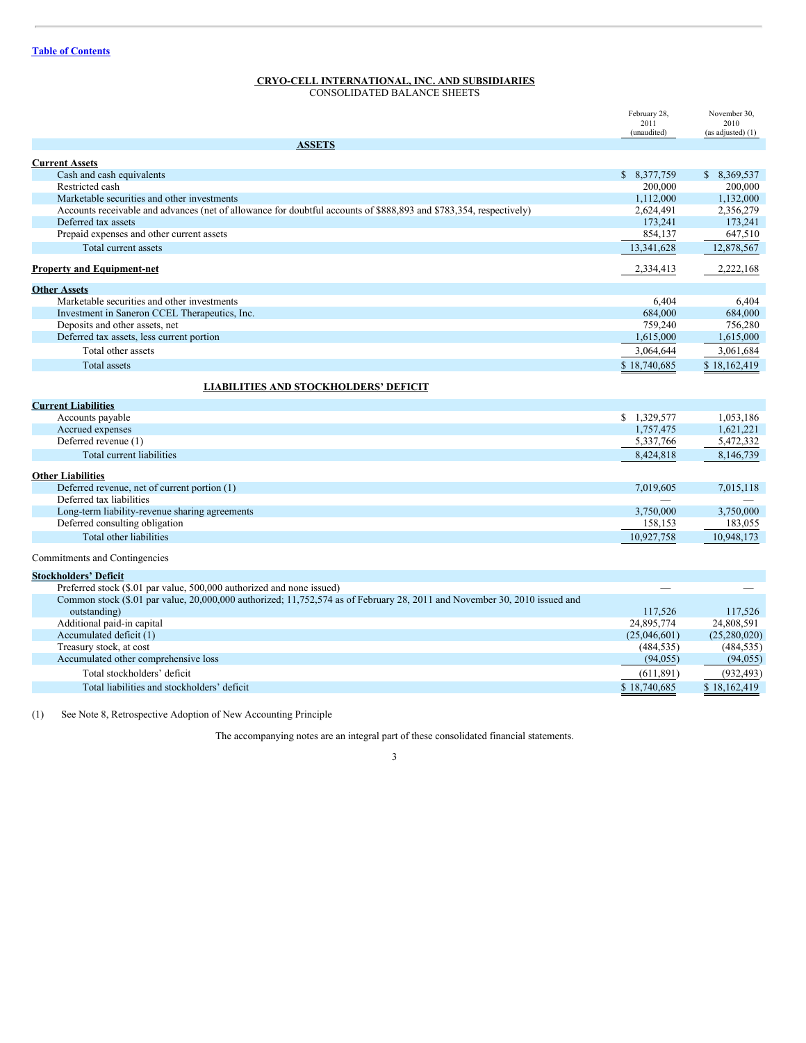Table of Contents

# CRYO-CELL INTERNATIONAL, INC. AND SUBSIDIARIES

## CONSOLIDATED BALANCE SHEETS

| | February 28, 2011 (unaudited) | November 30, 2010 (as adjusted) (1) |
|---|---|---|
| **ASSETS** | | |
| **Current Assets** | | |
| Cash and cash equivalents | $ 8,377,759 | $ 8,369,537 |
| Restricted cash | 200,000 | 200,000 |
| Marketable securities and other investments | 1,112,000 | 1,132,000 |
| Accounts receivable and advances (net of allowance for doubtful accounts of $888,893 and $783,354, respectively) | 2,624,491 | 2,356,279 |
| Deferred tax assets | 173,241 | 173,241 |
| Prepaid expenses and other current assets | 854,137 | 647,510 |
| Total current assets | 13,341,628 | 12,878,567 |
| **Property and Equipment-net** | 2,334,413 | 2,222,168 |
| **Other Assets** | | |
| Marketable securities and other investments | 6,404 | 6,404 |
| Investment in Saneron CCEL Therapeutics, Inc. | 684,000 | 684,000 |
| Deposits and other assets, net | 759,240 | 756,280 |
| Deferred tax assets, less current portion | 1,615,000 | 1,615,000 |
| Total other assets | 3,064,644 | 3,061,684 |
| Total assets | $ 18,740,685 | $ 18,162,419 |
| **LIABILITIES AND STOCKHOLDERS' DEFICIT** | | |
| **Current Liabilities** | | |
| Accounts payable | $ 1,329,577 | 1,053,186 |
| Accrued expenses | 1,757,475 | 1,621,221 |
| Deferred revenue (1) | 5,337,766 | 5,472,332 |
| Total current liabilities | 8,424,818 | 8,146,739 |
| **Other Liabilities** | | |
| Deferred revenue, net of current portion (1) | 7,019,605 | 7,015,118 |
| Deferred tax liabilities | — | — |
| Long-term liability-revenue sharing agreements | 3,750,000 | 3,750,000 |
| Deferred consulting obligation | 158,153 | 183,055 |
| Total other liabilities | 10,927,758 | 10,948,173 |
| Commitments and Contingencies | | |
| **Stockholders' Deficit** | | |
| Preferred stock ($.01 par value, 500,000 authorized and none issued) | — | — |
| Common stock ($.01 par value, 20,000,000 authorized; 11,752,574 as of February 28, 2011 and November 30, 2010 issued and outstanding) | 117,526 | 117,526 |
| Additional paid-in capital | 24,895,774 | 24,808,591 |
| Accumulated deficit (1) | (25,046,601) | (25,280,020) |
| Treasury stock, at cost | (484,535) | (484,535) |
| Accumulated other comprehensive loss | (94,055) | (94,055) |
| Total stockholders' deficit | (611,891) | (932,493) |
| Total liabilities and stockholders' deficit | $ 18,740,685 | $ 18,162,419 |

(1) See Note 8, Retrospective Adoption of New Accounting Principle

The accompanying notes are an integral part of these consolidated financial statements.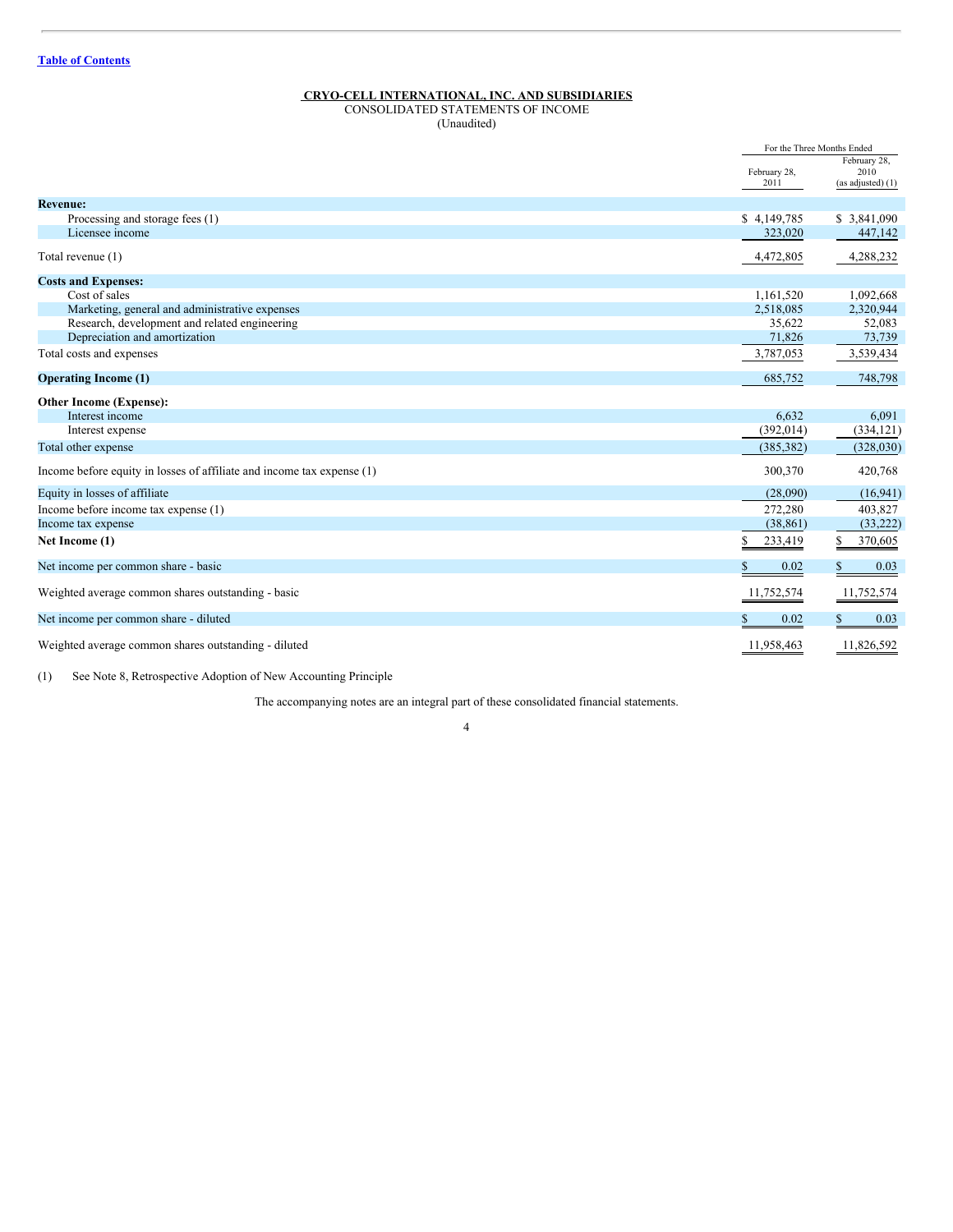[Table of Contents](#)

**CRYO-CELL INTERNATIONAL, INC. AND SUBSIDIARIES**
CONSOLIDATED STATEMENTS OF INCOME
(Unaudited)

| | For the Three Months Ended | |
|---|---|---|
| | February 28, 2011 | February 28, 2010 (as adjusted) (1) |
| **Revenue:** | | |
| Processing and storage fees (1) | $ 4,149,785 | $ 3,841,090 |
| Licensee income | 323,020 | 447,142 |
| Total revenue (1) | 4,472,805 | 4,288,232 |
| **Costs and Expenses:** | | |
| Cost of sales | 1,161,520 | 1,092,668 |
| Marketing, general and administrative expenses | 2,518,085 | 2,320,944 |
| Research, development and related engineering | 35,622 | 52,083 |
| Depreciation and amortization | 71,826 | 73,739 |
| Total costs and expenses | 3,787,053 | 3,539,434 |
| **Operating Income (1)** | 685,752 | 748,798 |
| **Other Income (Expense):** | | |
| Interest income | 6,632 | 6,091 |
| Interest expense | (392,014) | (334,121) |
| Total other expense | (385,382) | (328,030) |
| Income before equity in losses of affiliate and income tax expense (1) | 300,370 | 420,768 |
| Equity in losses of affiliate | (28,090) | (16,941) |
| Income before income tax expense (1) | 272,280 | 403,827 |
| Income tax expense | (38,861) | (33,222) |
| **Net Income (1)** | $ 233,419 | $ 370,605 |
| Net income per common share - basic | $ 0.02 | $ 0.03 |
| Weighted average common shares outstanding - basic | 11,752,574 | 11,752,574 |
| Net income per common share - diluted | $ 0.02 | $ 0.03 |
| Weighted average common shares outstanding - diluted | 11,958,463 | 11,826,592 |

(1) See Note 8, Retrospective Adoption of New Accounting Principle

The accompanying notes are an integral part of these consolidated financial statements.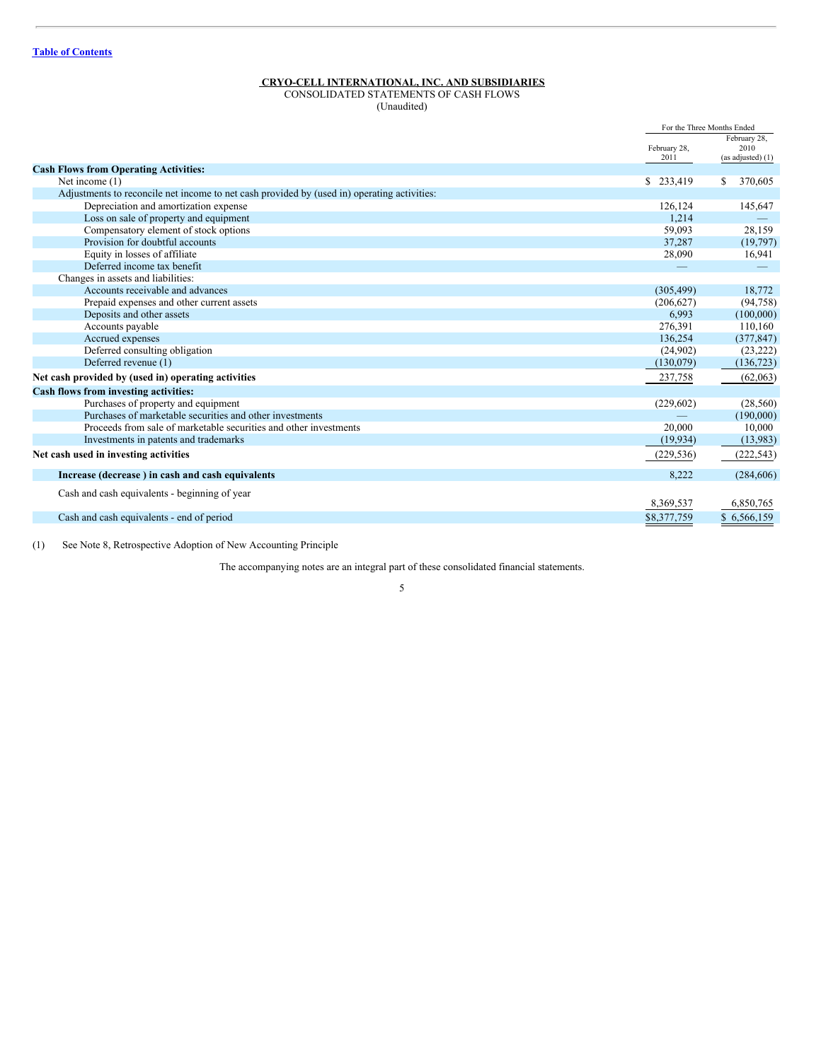**CRYO-CELL INTERNATIONAL, INC. AND SUBSIDIARIES**

CONSOLIDATED STATEMENTS OF CASH FLOWS

(Unaudited)

| | For the Three Months Ended | |
|---|---|---|
| | February 28, 2011 | February 28, 2010 (as adjusted) (1) |
| **Cash Flows from Operating Activities:** | | |
| Net income (1) | $ 233,419 | $ 370,605 |
| Adjustments to reconcile net income to net cash provided by (used in) operating activities: | | |
| Depreciation and amortization expense | 126,124 | 145,647 |
| Loss on sale of property and equipment | 1,214 | — |
| Compensatory element of stock options | 59,093 | 28,159 |
| Provision for doubtful accounts | 37,287 | (19,797) |
| Equity in losses of affiliate | 28,090 | 16,941 |
| Deferred income tax benefit | — | — |
| Changes in assets and liabilities: | | |
| Accounts receivable and advances | (305,499) | 18,772 |
| Prepaid expenses and other current assets | (206,627) | (94,758) |
| Deposits and other assets | 6,993 | (100,000) |
| Accounts payable | 276,391 | 110,160 |
| Accrued expenses | 136,254 | (377,847) |
| Deferred consulting obligation | (24,902) | (23,222) |
| Deferred revenue (1) | (130,079) | (136,723) |
| **Net cash provided by (used in) operating activities** | 237,758 | (62,063) |
| **Cash flows from investing activities:** | | |
| Purchases of property and equipment | (229,602) | (28,560) |
| Purchases of marketable securities and other investments | — | (190,000) |
| Proceeds from sale of marketable securities and other investments | 20,000 | 10,000 |
| Investments in patents and trademarks | (19,934) | (13,983) |
| **Net cash used in investing activities** | (229,536) | (222,543) |
| **Increase (decrease ) in cash and cash equivalents** | 8,222 | (284,606) |
| Cash and cash equivalents - beginning of year | 8,369,537 | 6,850,765 |
| Cash and cash equivalents - end of period | $8,377,759 | $ 6,566,159 |

(1) See Note 8, Retrospective Adoption of New Accounting Principle

The accompanying notes are an integral part of these consolidated financial statements.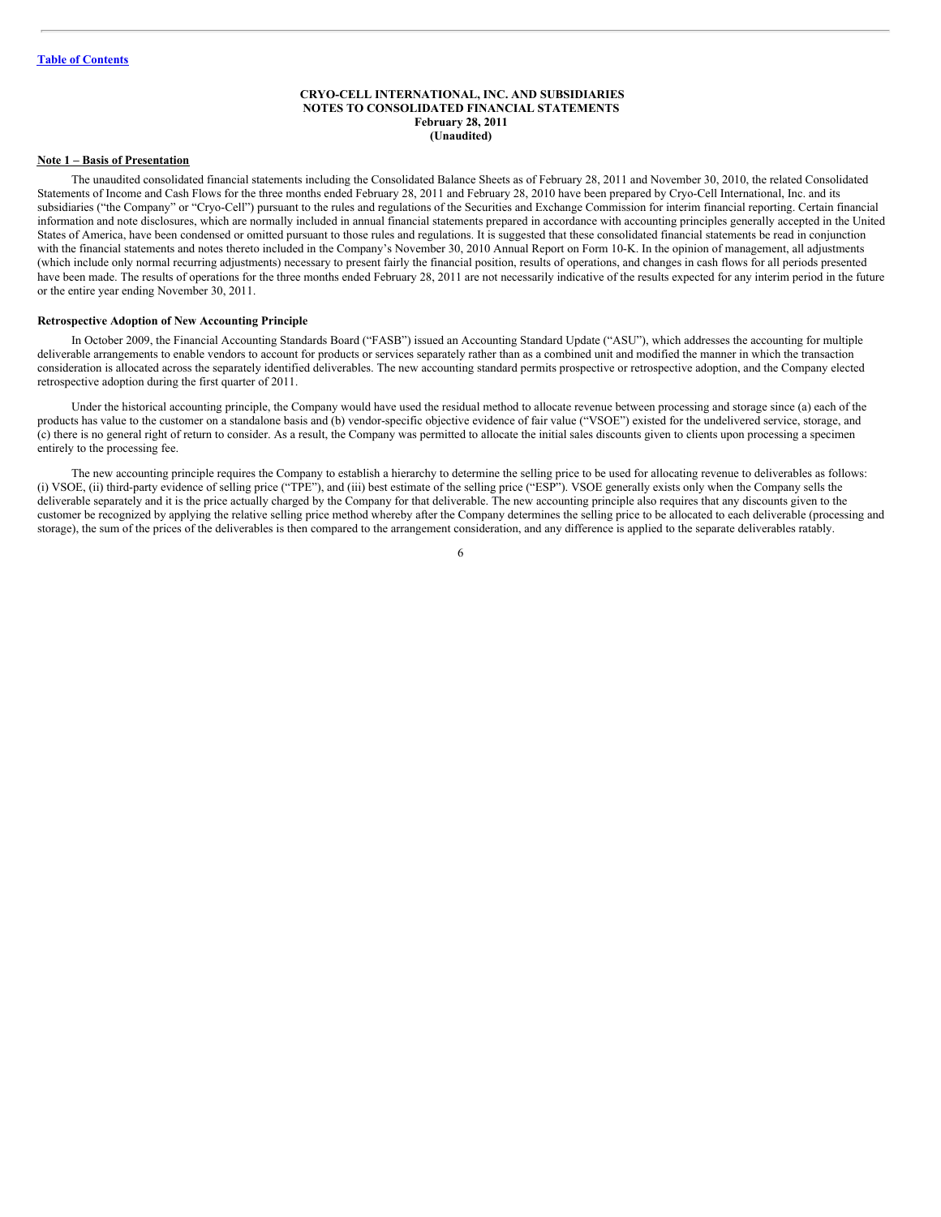**CRYO-CELL INTERNATIONAL, INC. AND SUBSIDIARIES**
**NOTES TO CONSOLIDATED FINANCIAL STATEMENTS**
**February 28, 2011**
**(Unaudited)**

## Note 1 – Basis of Presentation

The unaudited consolidated financial statements including the Consolidated Balance Sheets as of February 28, 2011 and November 30, 2010, the related Consolidated Statements of Income and Cash Flows for the three months ended February 28, 2011 and February 28, 2010 have been prepared by Cryo-Cell International, Inc. and its subsidiaries ("the Company" or "Cryo-Cell") pursuant to the rules and regulations of the Securities and Exchange Commission for interim financial reporting. Certain financial information and note disclosures, which are normally included in annual financial statements prepared in accordance with accounting principles generally accepted in the United States of America, have been condensed or omitted pursuant to those rules and regulations. It is suggested that these consolidated financial statements be read in conjunction with the financial statements and notes thereto included in the Company's November 30, 2010 Annual Report on Form 10-K. In the opinion of management, all adjustments (which include only normal recurring adjustments) necessary to present fairly the financial position, results of operations, and changes in cash flows for all periods presented have been made. The results of operations for the three months ended February 28, 2011 are not necessarily indicative of the results expected for any interim period in the future or the entire year ending November 30, 2011.

### Retrospective Adoption of New Accounting Principle

In October 2009, the Financial Accounting Standards Board ("FASB") issued an Accounting Standard Update ("ASU"), which addresses the accounting for multiple deliverable arrangements to enable vendors to account for products or services separately rather than as a combined unit and modified the manner in which the transaction consideration is allocated across the separately identified deliverables. The new accounting standard permits prospective or retrospective adoption, and the Company elected retrospective adoption during the first quarter of 2011.

Under the historical accounting principle, the Company would have used the residual method to allocate revenue between processing and storage since (a) each of the products has value to the customer on a standalone basis and (b) vendor-specific objective evidence of fair value ("VSOE") existed for the undelivered service, storage, and (c) there is no general right of return to consider. As a result, the Company was permitted to allocate the initial sales discounts given to clients upon processing a specimen entirely to the processing fee.

The new accounting principle requires the Company to establish a hierarchy to determine the selling price to be used for allocating revenue to deliverables as follows: (i) VSOE, (ii) third-party evidence of selling price ("TPE"), and (iii) best estimate of the selling price ("ESP"). VSOE generally exists only when the Company sells the deliverable separately and it is the price actually charged by the Company for that deliverable. The new accounting principle also requires that any discounts given to the customer be recognized by applying the relative selling price method whereby after the Company determines the selling price to be allocated to each deliverable (processing and storage), the sum of the prices of the deliverables is then compared to the arrangement consideration, and any difference is applied to the separate deliverables ratably.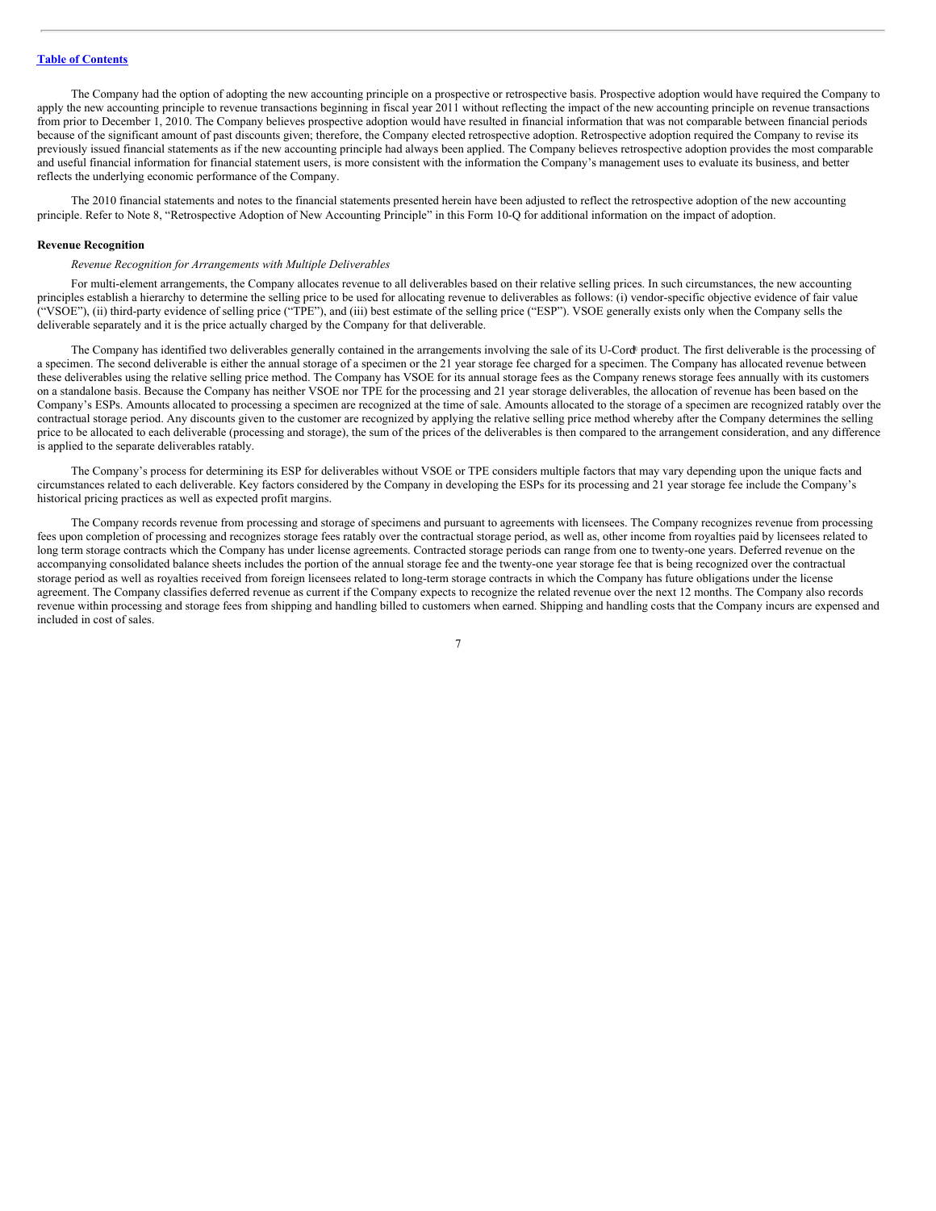The Company had the option of adopting the new accounting principle on a prospective or retrospective basis. Prospective adoption would have required the Company to apply the new accounting principle to revenue transactions beginning in fiscal year 2011 without reflecting the impact of the new accounting principle on revenue transactions from prior to December 1, 2010. The Company believes prospective adoption would have resulted in financial information that was not comparable between financial periods because of the significant amount of past discounts given; therefore, the Company elected retrospective adoption. Retrospective adoption required the Company to revise its previously issued financial statements as if the new accounting principle had always been applied. The Company believes retrospective adoption provides the most comparable and useful financial information for financial statement users, is more consistent with the information the Company's management uses to evaluate its business, and better reflects the underlying economic performance of the Company.

The 2010 financial statements and notes to the financial statements presented herein have been adjusted to reflect the retrospective adoption of the new accounting principle. Refer to Note 8, "Retrospective Adoption of New Accounting Principle" in this Form 10-Q for additional information on the impact of adoption.

**Revenue Recognition**

*Revenue Recognition for Arrangements with Multiple Deliverables*

For multi-element arrangements, the Company allocates revenue to all deliverables based on their relative selling prices. In such circumstances, the new accounting principles establish a hierarchy to determine the selling price to be used for allocating revenue to deliverables as follows: (i) vendor-specific objective evidence of fair value ("VSOE"), (ii) third-party evidence of selling price ("TPE"), and (iii) best estimate of the selling price ("ESP"). VSOE generally exists only when the Company sells the deliverable separately and it is the price actually charged by the Company for that deliverable.

The Company has identified two deliverables generally contained in the arrangements involving the sale of its U-Cord® product. The first deliverable is the processing of a specimen. The second deliverable is either the annual storage of a specimen or the 21 year storage fee charged for a specimen. The Company has allocated revenue between these deliverables using the relative selling price method. The Company has VSOE for its annual storage fees as the Company renews storage fees annually with its customers on a standalone basis. Because the Company has neither VSOE nor TPE for the processing and 21 year storage deliverables, the allocation of revenue has been based on the Company's ESPs. Amounts allocated to processing a specimen are recognized at the time of sale. Amounts allocated to the storage of a specimen are recognized ratably over the contractual storage period. Any discounts given to the customer are recognized by applying the relative selling price method whereby after the Company determines the selling price to be allocated to each deliverable (processing and storage), the sum of the prices of the deliverables is then compared to the arrangement consideration, and any difference is applied to the separate deliverables ratably.

The Company's process for determining its ESP for deliverables without VSOE or TPE considers multiple factors that may vary depending upon the unique facts and circumstances related to each deliverable. Key factors considered by the Company in developing the ESPs for its processing and 21 year storage fee include the Company's historical pricing practices as well as expected profit margins.

The Company records revenue from processing and storage of specimens and pursuant to agreements with licensees. The Company recognizes revenue from processing fees upon completion of processing and recognizes storage fees ratably over the contractual storage period, as well as, other income from royalties paid by licensees related to long term storage contracts which the Company has under license agreements. Contracted storage periods can range from one to twenty-one years. Deferred revenue on the accompanying consolidated balance sheets includes the portion of the annual storage fee and the twenty-one year storage fee that is being recognized over the contractual storage period as well as royalties received from foreign licensees related to long-term storage contracts in which the Company has future obligations under the license agreement. The Company classifies deferred revenue as current if the Company expects to recognize the related revenue over the next 12 months. The Company also records revenue within processing and storage fees from shipping and handling billed to customers when earned. Shipping and handling costs that the Company incurs are expensed and included in cost of sales.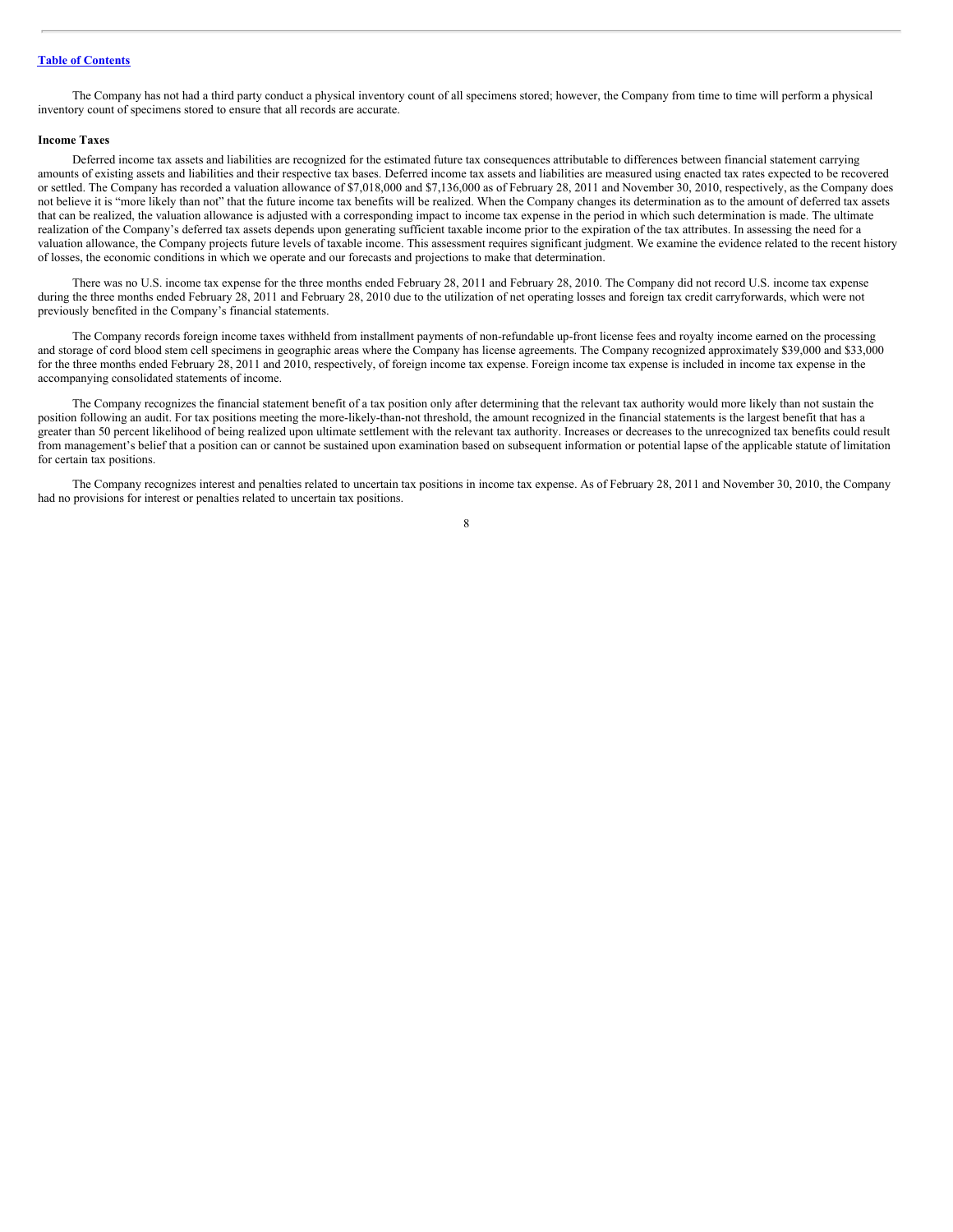The Company has not had a third party conduct a physical inventory count of all specimens stored; however, the Company from time to time will perform a physical inventory count of specimens stored to ensure that all records are accurate.

**Income Taxes**

Deferred income tax assets and liabilities are recognized for the estimated future tax consequences attributable to differences between financial statement carrying amounts of existing assets and liabilities and their respective tax bases. Deferred income tax assets and liabilities are measured using enacted tax rates expected to be recovered or settled. The Company has recorded a valuation allowance of $7,018,000 and $7,136,000 as of February 28, 2011 and November 30, 2010, respectively, as the Company does not believe it is "more likely than not" that the future income tax benefits will be realized. When the Company changes its determination as to the amount of deferred tax assets that can be realized, the valuation allowance is adjusted with a corresponding impact to income tax expense in the period in which such determination is made. The ultimate realization of the Company's deferred tax assets depends upon generating sufficient taxable income prior to the expiration of the tax attributes. In assessing the need for a valuation allowance, the Company projects future levels of taxable income. This assessment requires significant judgment. We examine the evidence related to the recent history of losses, the economic conditions in which we operate and our forecasts and projections to make that determination.

There was no U.S. income tax expense for the three months ended February 28, 2011 and February 28, 2010. The Company did not record U.S. income tax expense during the three months ended February 28, 2011 and February 28, 2010 due to the utilization of net operating losses and foreign tax credit carryforwards, which were not previously benefited in the Company's financial statements.

The Company records foreign income taxes withheld from installment payments of non-refundable up-front license fees and royalty income earned on the processing and storage of cord blood stem cell specimens in geographic areas where the Company has license agreements. The Company recognized approximately $39,000 and $33,000 for the three months ended February 28, 2011 and 2010, respectively, of foreign income tax expense. Foreign income tax expense is included in income tax expense in the accompanying consolidated statements of income.

The Company recognizes the financial statement benefit of a tax position only after determining that the relevant tax authority would more likely than not sustain the position following an audit. For tax positions meeting the more-likely-than-not threshold, the amount recognized in the financial statements is the largest benefit that has a greater than 50 percent likelihood of being realized upon ultimate settlement with the relevant tax authority. Increases or decreases to the unrecognized tax benefits could result from management's belief that a position can or cannot be sustained upon examination based on subsequent information or potential lapse of the applicable statute of limitation for certain tax positions.

The Company recognizes interest and penalties related to uncertain tax positions in income tax expense. As of February 28, 2011 and November 30, 2010, the Company had no provisions for interest or penalties related to uncertain tax positions.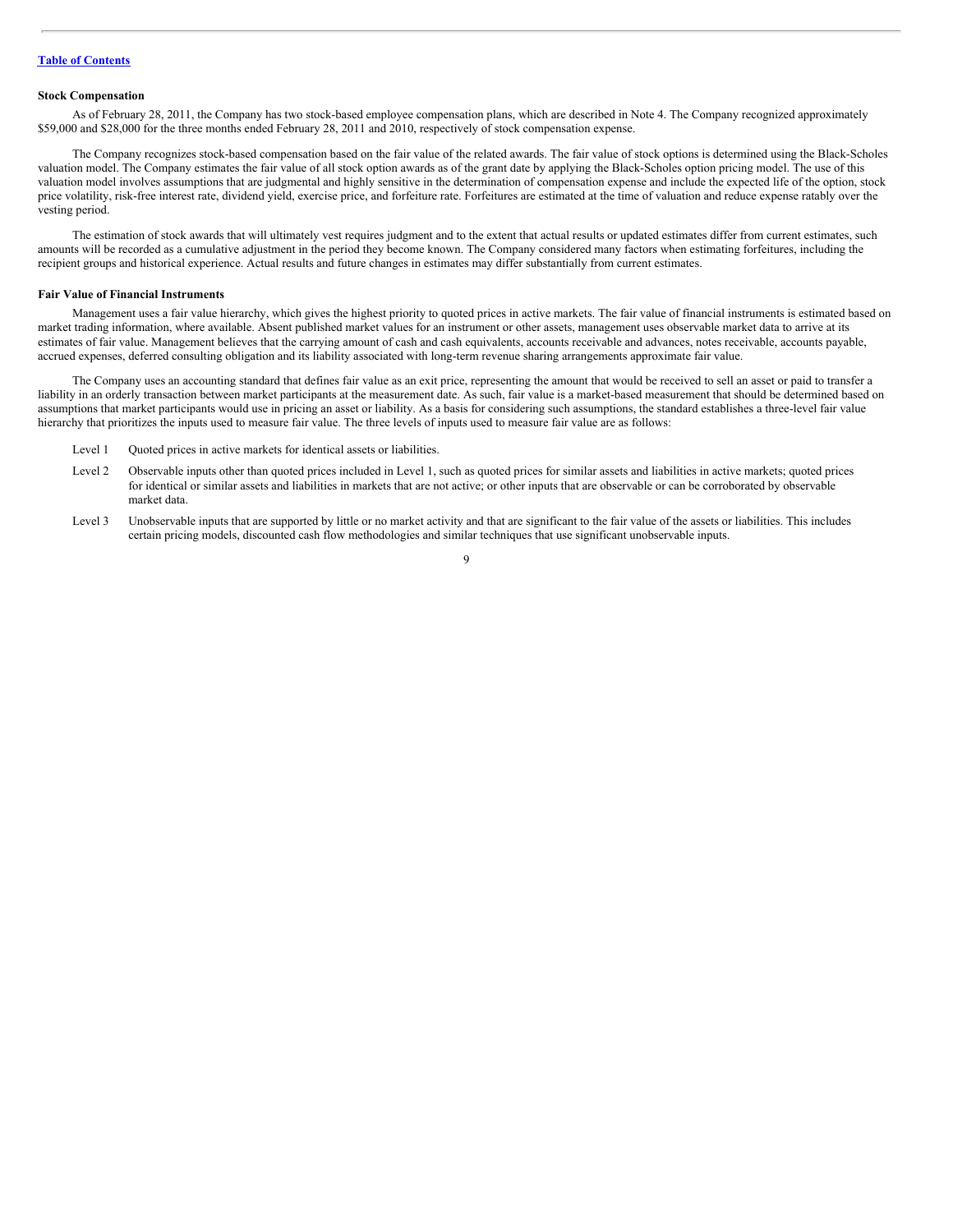**Stock Compensation**

As of February 28, 2011, the Company has two stock-based employee compensation plans, which are described in Note 4. The Company recognized approximately $59,000 and $28,000 for the three months ended February 28, 2011 and 2010, respectively of stock compensation expense.

The Company recognizes stock-based compensation based on the fair value of the related awards. The fair value of stock options is determined using the Black-Scholes valuation model. The Company estimates the fair value of all stock option awards as of the grant date by applying the Black-Scholes option pricing model. The use of this valuation model involves assumptions that are judgmental and highly sensitive in the determination of compensation expense and include the expected life of the option, stock price volatility, risk-free interest rate, dividend yield, exercise price, and forfeiture rate. Forfeitures are estimated at the time of valuation and reduce expense ratably over the vesting period.

The estimation of stock awards that will ultimately vest requires judgment and to the extent that actual results or updated estimates differ from current estimates, such amounts will be recorded as a cumulative adjustment in the period they become known. The Company considered many factors when estimating forfeitures, including the recipient groups and historical experience. Actual results and future changes in estimates may differ substantially from current estimates.

**Fair Value of Financial Instruments**

Management uses a fair value hierarchy, which gives the highest priority to quoted prices in active markets. The fair value of financial instruments is estimated based on market trading information, where available. Absent published market values for an instrument or other assets, management uses observable market data to arrive at its estimates of fair value. Management believes that the carrying amount of cash and cash equivalents, accounts receivable and advances, notes receivable, accounts payable, accrued expenses, deferred consulting obligation and its liability associated with long-term revenue sharing arrangements approximate fair value.

The Company uses an accounting standard that defines fair value as an exit price, representing the amount that would be received to sell an asset or paid to transfer a liability in an orderly transaction between market participants at the measurement date. As such, fair value is a market-based measurement that should be determined based on assumptions that market participants would use in pricing an asset or liability. As a basis for considering such assumptions, the standard establishes a three-level fair value hierarchy that prioritizes the inputs used to measure fair value. The three levels of inputs used to measure fair value are as follows:

- Level 1 Quoted prices in active markets for identical assets or liabilities.
- Level 2 Observable inputs other than quoted prices included in Level 1, such as quoted prices for similar assets and liabilities in active markets; quoted prices for identical or similar assets and liabilities in markets that are not active; or other inputs that are observable or can be corroborated by observable market data.
- Level 3 Unobservable inputs that are supported by little or no market activity and that are significant to the fair value of the assets or liabilities. This includes certain pricing models, discounted cash flow methodologies and similar techniques that use significant unobservable inputs.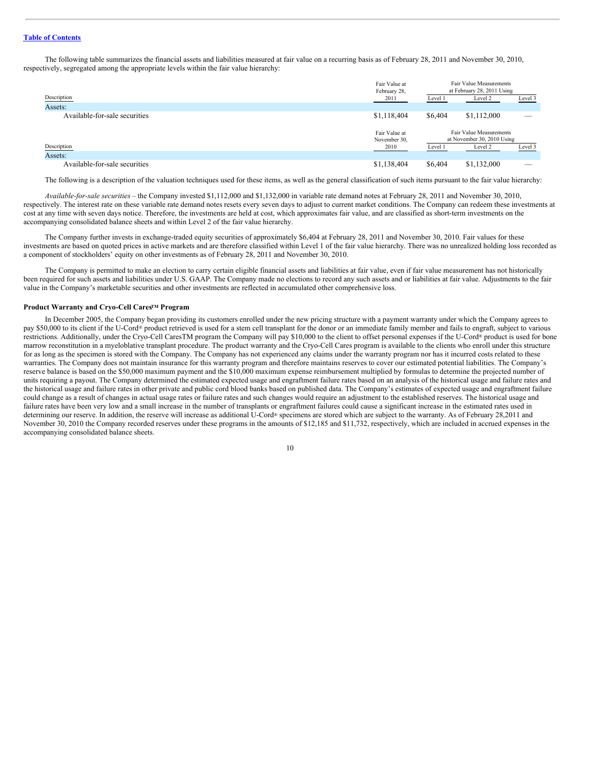The following table summarizes the financial assets and liabilities measured at fair value on a recurring basis as of February 28, 2011 and November 30, 2010, respectively, segregated among the appropriate levels within the fair value hierarchy:

| Description | Fair Value at February 28, 2011 | Fair Value Measurements at February 28, 2011 Using | | |
|---|---|---|---|---|
| | | Level 1 | Level 2 | Level 3 |
| Assets: | | | | |
| Available-for-sale securities | $1,118,404 | $6,404 | $1,112,000 | — |

| Description | Fair Value at November 30, 2010 | Fair Value Measurements at November 30, 2010 Using | | |
|---|---|---|---|---|
| | | Level 1 | Level 2 | Level 3 |
| Assets: | | | | |
| Available-for-sale securities | $1,138,404 | $6,404 | $1,132,000 | — |

The following is a description of the valuation techniques used for these items, as well as the general classification of such items pursuant to the fair value hierarchy:

*Available-for-sale securities* – the Company invested $1,112,000 and $1,132,000 in variable rate demand notes at February 28, 2011 and November 30, 2010, respectively. The interest rate on these variable rate demand notes resets every seven days to adjust to current market conditions. The Company can redeem these investments at cost at any time with seven days notice. Therefore, the investments are held at cost, which approximates fair value, and are classified as short-term investments on the accompanying consolidated balance sheets and within Level 2 of the fair value hierarchy.

The Company further invests in exchange-traded equity securities of approximately $6,404 at February 28, 2011 and November 30, 2010. Fair values for these investments are based on quoted prices in active markets and are therefore classified within Level 1 of the fair value hierarchy. There was no unrealized holding loss recorded as a component of stockholders' equity on other investments as of February 28, 2011 and November 30, 2010.

The Company is permitted to make an election to carry certain eligible financial assets and liabilities at fair value, even if fair value measurement has not historically been required for such assets and liabilities under U.S. GAAP. The Company made no elections to record any such assets and or liabilities at fair value. Adjustments to the fair value in the Company's marketable securities and other investments are reflected in accumulated other comprehensive loss.

**Product Warranty and Cryo-Cell Cares™ Program**

In December 2005, the Company began providing its customers enrolled under the new pricing structure with a payment warranty under which the Company agrees to pay $50,000 to its client if the U-Cord® product retrieved is used for a stem cell transplant for the donor or an immediate family member and fails to engraft, subject to various restrictions. Additionally, under the Cryo-Cell CaresTM program the Company will pay $10,000 to the client to offset personal expenses if the U-Cord® product is used for bone marrow reconstitution in a myeloblative transplant procedure. The product warranty and the Cryo-Cell Cares program is available to the clients who enroll under this structure for as long as the specimen is stored with the Company. The Company has not experienced any claims under the warranty program nor has it incurred costs related to these warranties. The Company does not maintain insurance for this warranty program and therefore maintains reserves to cover our estimated potential liabilities. The Company's reserve balance is based on the $50,000 maximum payment and the $10,000 maximum expense reimbursement multiplied by formulas to determine the projected number of units requiring a payout. The Company determined the estimated expected usage and engraftment failure rates based on an analysis of the historical usage and failure rates and the historical usage and failure rates in other private and public cord blood banks based on published data. The Company's estimates of expected usage and engraftment failure could change as a result of changes in actual usage rates or failure rates and such changes would require an adjustment to the established reserves. The historical usage and failure rates have been very low and a small increase in the number of transplants or engraftment failures could cause a significant increase in the estimated rates used in determining our reserve. In addition, the reserve will increase as additional U-Cord® specimens are stored which are subject to the warranty. As of February 28,2011 and November 30, 2010 the Company recorded reserves under these programs in the amounts of $12,185 and $11,732, respectively, which are included in accrued expenses in the accompanying consolidated balance sheets.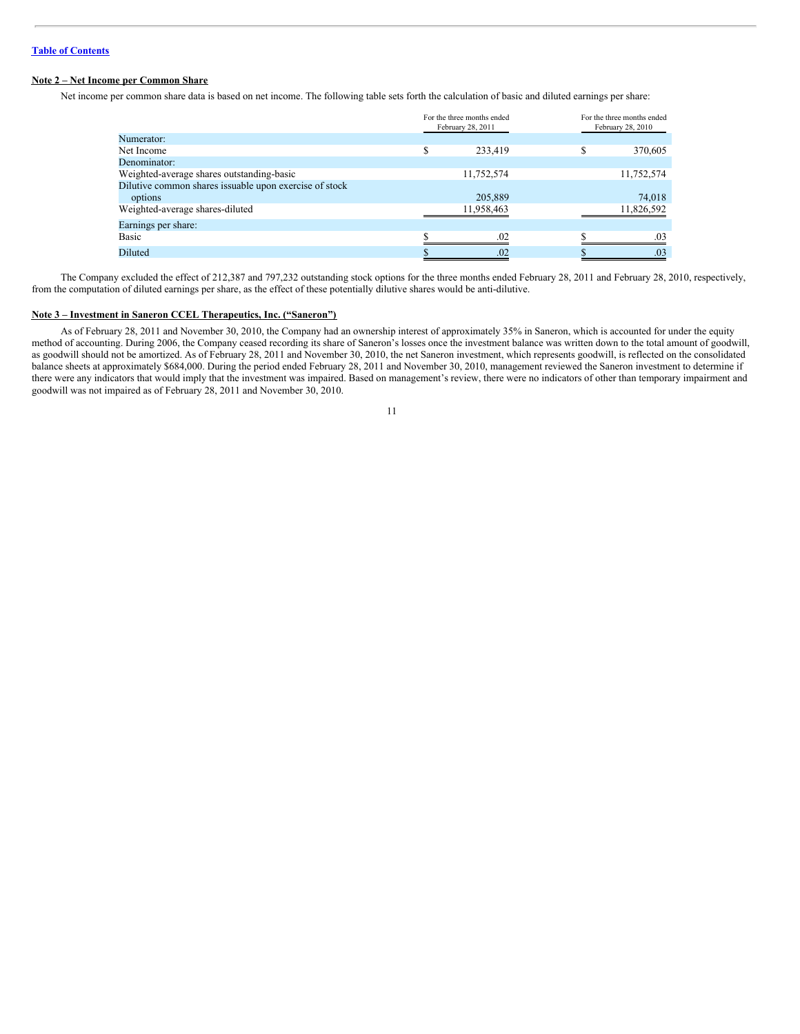[Table of Contents](#)

**Note 2 – Net Income per Common Share**

Net income per common share data is based on net income. The following table sets forth the calculation of basic and diluted earnings per share:

| | For the three months ended February 28, 2011 | For the three months ended February 28, 2010 |
|---|---|---|
| Numerator: | | |
| Net Income | $ 233,419 | $ 370,605 |
| Denominator: | | |
| Weighted-average shares outstanding-basic | 11,752,574 | 11,752,574 |
| Dilutive common shares issuable upon exercise of stock options | 205,889 | 74,018 |
| Weighted-average shares-diluted | 11,958,463 | 11,826,592 |
| Earnings per share: | | |
| Basic | $ .02 | $ .03 |
| Diluted | $ .02 | $ .03 |

The Company excluded the effect of 212,387 and 797,232 outstanding stock options for the three months ended February 28, 2011 and February 28, 2010, respectively, from the computation of diluted earnings per share, as the effect of these potentially dilutive shares would be anti-dilutive.

**Note 3 – Investment in Saneron CCEL Therapeutics, Inc. ("Saneron")**

As of February 28, 2011 and November 30, 2010, the Company had an ownership interest of approximately 35% in Saneron, which is accounted for under the equity method of accounting. During 2006, the Company ceased recording its share of Saneron's losses once the investment balance was written down to the total amount of goodwill, as goodwill should not be amortized. As of February 28, 2011 and November 30, 2010, the net Saneron investment, which represents goodwill, is reflected on the consolidated balance sheets at approximately $684,000. During the period ended February 28, 2011 and November 30, 2010, management reviewed the Saneron investment to determine if there were any indicators that would imply that the investment was impaired. Based on management's review, there were no indicators of other than temporary impairment and goodwill was not impaired as of February 28, 2011 and November 30, 2010.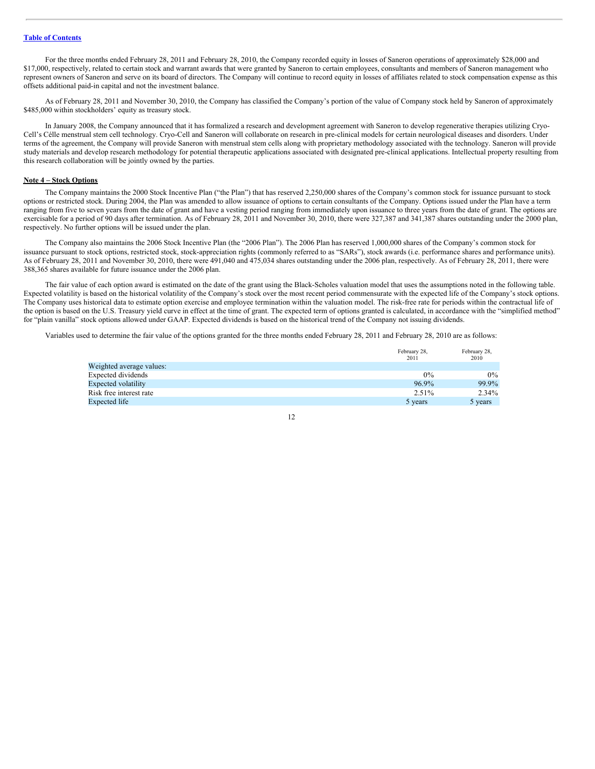For the three months ended February 28, 2011 and February 28, 2010, the Company recorded equity in losses of Saneron operations of approximately $28,000 and $17,000, respectively, related to certain stock and warrant awards that were granted by Saneron to certain employees, consultants and members of Saneron management who represent owners of Saneron and serve on its board of directors. The Company will continue to record equity in losses of affiliates related to stock compensation expense as this offsets additional paid-in capital and not the investment balance.

As of February 28, 2011 and November 30, 2010, the Company has classified the Company's portion of the value of Company stock held by Saneron of approximately $485,000 within stockholders' equity as treasury stock.

In January 2008, the Company announced that it has formalized a research and development agreement with Saneron to develop regenerative therapies utilizing Cryo-Cell's Célle menstrual stem cell technology. Cryo-Cell and Saneron will collaborate on research in pre-clinical models for certain neurological diseases and disorders. Under terms of the agreement, the Company will provide Saneron with menstrual stem cells along with proprietary methodology associated with the technology. Saneron will provide study materials and develop research methodology for potential therapeutic applications associated with designated pre-clinical applications. Intellectual property resulting from this research collaboration will be jointly owned by the parties.

**Note 4 – Stock Options**

The Company maintains the 2000 Stock Incentive Plan ("the Plan") that has reserved 2,250,000 shares of the Company's common stock for issuance pursuant to stock options or restricted stock. During 2004, the Plan was amended to allow issuance of options to certain consultants of the Company. Options issued under the Plan have a term ranging from five to seven years from the date of grant and have a vesting period ranging from immediately upon issuance to three years from the date of grant. The options are exercisable for a period of 90 days after termination. As of February 28, 2011 and November 30, 2010, there were 327,387 and 341,387 shares outstanding under the 2000 plan, respectively. No further options will be issued under the plan.

The Company also maintains the 2006 Stock Incentive Plan (the "2006 Plan"). The 2006 Plan has reserved 1,000,000 shares of the Company's common stock for issuance pursuant to stock options, restricted stock, stock-appreciation rights (commonly referred to as "SARs"), stock awards (i.e. performance shares and performance units). As of February 28, 2011 and November 30, 2010, there were 491,040 and 475,034 shares outstanding under the 2006 plan, respectively. As of February 28, 2011, there were 388,365 shares available for future issuance under the 2006 plan.

The fair value of each option award is estimated on the date of the grant using the Black-Scholes valuation model that uses the assumptions noted in the following table. Expected volatility is based on the historical volatility of the Company's stock over the most recent period commensurate with the expected life of the Company's stock options. The Company uses historical data to estimate option exercise and employee termination within the valuation model. The risk-free rate for periods within the contractual life of the option is based on the U.S. Treasury yield curve in effect at the time of grant. The expected term of options granted is calculated, in accordance with the "simplified method" for "plain vanilla" stock options allowed under GAAP. Expected dividends is based on the historical trend of the Company not issuing dividends.

Variables used to determine the fair value of the options granted for the three months ended February 28, 2011 and February 28, 2010 are as follows:

| | February 28, 2011 | February 28, 2010 |
|---|---|---|
| Weighted average values: | | |
| Expected dividends | 0% | 0% |
| Expected volatility | 96.9% | 99.9% |
| Risk free interest rate | 2.51% | 2.34% |
| Expected life | 5 years | 5 years |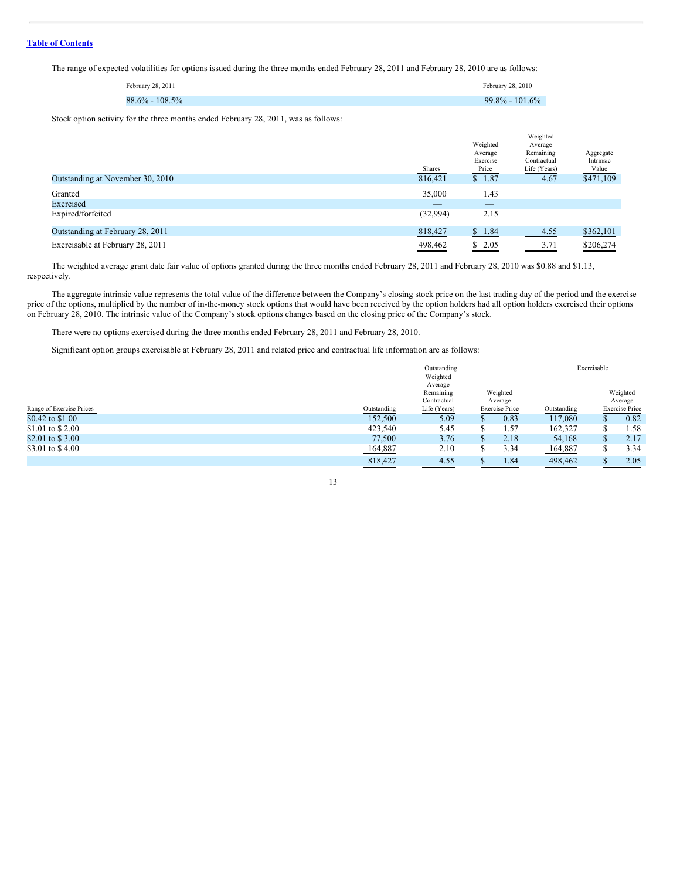[Table of Contents](#)

The range of expected volatilities for options issued during the three months ended February 28, 2011 and February 28, 2010 are as follows:

| February 28, 2011 | February 28, 2010 |
|---|---|
| 88.6% - 108.5% | 99.8% - 101.6% |

Stock option activity for the three months ended February 28, 2011, was as follows:

| | Shares | Weighted Average Exercise Price | Weighted Average Remaining Contractual Life (Years) | Aggregate Intrinsic Value |
|---|---|---|---|---|
| Outstanding at November 30, 2010 | 816,421 | $ 1.87 | 4.67 | $471,109 |
| Granted | 35,000 | 1.43 | | |
| Exercised | — | — | | |
| Expired/forfeited | (32,994) | 2.15 | | |
| Outstanding at February 28, 2011 | 818,427 | $ 1.84 | 4.55 | $362,101 |
| Exercisable at February 28, 2011 | 498,462 | $ 2.05 | 3.71 | $206,274 |

The weighted average grant date fair value of options granted during the three months ended February 28, 2011 and February 28, 2010 was $0.88 and $1.13, respectively.

The aggregate intrinsic value represents the total value of the difference between the Company's closing stock price on the last trading day of the period and the exercise price of the options, multiplied by the number of in-the-money stock options that would have been received by the option holders had all option holders exercised their options on February 28, 2010. The intrinsic value of the Company's stock options changes based on the closing price of the Company's stock.

There were no options exercised during the three months ended February 28, 2011 and February 28, 2010.

Significant option groups exercisable at February 28, 2011 and related price and contractual life information are as follows:

| | Outstanding | | | Exercisable | |
|---|---|---|---|---|---|
| Range of Exercise Prices | Outstanding | Weighted Average Remaining Contractual Life (Years) | Weighted Average Exercise Price | Outstanding | Weighted Average Exercise Price |
| $0.42 to $1.00 | 152,500 | 5.09 | $ 0.83 | 117,080 | $ 0.82 |
| $1.01 to $ 2.00 | 423,540 | 5.45 | $ 1.57 | 162,327 | $ 1.58 |
| $2.01 to $ 3.00 | 77,500 | 3.76 | $ 2.18 | 54,168 | $ 2.17 |
| $3.01 to $ 4.00 | 164,887 | 2.10 | $ 3.34 | 164,887 | $ 3.34 |
| | 818,427 | 4.55 | $ 1.84 | 498,462 | $ 2.05 |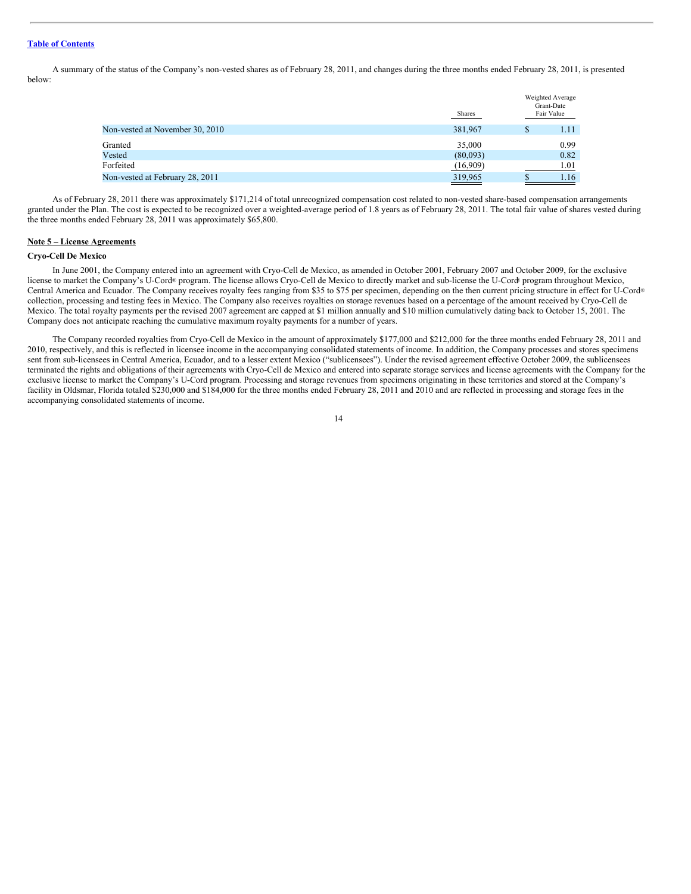A summary of the status of the Company's non-vested shares as of February 28, 2011, and changes during the three months ended February 28, 2011, is presented below:

| | Shares | Weighted Average Grant-Date Fair Value |
|---|---|---|
| Non-vested at November 30, 2010 | 381,967 | $ 1.11 |
| Granted | 35,000 | 0.99 |
| Vested | (80,093) | 0.82 |
| Forfeited | (16,909) | 1.01 |
| Non-vested at February 28, 2011 | 319,965 | $ 1.16 |

As of February 28, 2011 there was approximately $171,214 of total unrecognized compensation cost related to non-vested share-based compensation arrangements granted under the Plan. The cost is expected to be recognized over a weighted-average period of 1.8 years as of February 28, 2011. The total fair value of shares vested during the three months ended February 28, 2011 was approximately $65,800.

## Note 5 – License Agreements

### Cryo-Cell De Mexico

In June 2001, the Company entered into an agreement with Cryo-Cell de Mexico, as amended in October 2001, February 2007 and October 2009, for the exclusive license to market the Company's U-Cord® program. The license allows Cryo-Cell de Mexico to directly market and sub-license the U-Cord® program throughout Mexico, Central America and Ecuador. The Company receives royalty fees ranging from $35 to $75 per specimen, depending on the then current pricing structure in effect for U-Cord® collection, processing and testing fees in Mexico. The Company also receives royalties on storage revenues based on a percentage of the amount received by Cryo-Cell de Mexico. The total royalty payments per the revised 2007 agreement are capped at $1 million annually and $10 million cumulatively dating back to October 15, 2001. The Company does not anticipate reaching the cumulative maximum royalty payments for a number of years.

The Company recorded royalties from Cryo-Cell de Mexico in the amount of approximately $177,000 and $212,000 for the three months ended February 28, 2011 and 2010, respectively, and this is reflected in licensee income in the accompanying consolidated statements of income. In addition, the Company processes and stores specimens sent from sub-licensees in Central America, Ecuador, and to a lesser extent Mexico ("sublicensees"). Under the revised agreement effective October 2009, the sublicensees terminated the rights and obligations of their agreements with Cryo-Cell de Mexico and entered into separate storage services and license agreements with the Company for the exclusive license to market the Company's U-Cord program. Processing and storage revenues from specimens originating in these territories and stored at the Company's facility in Oldsmar, Florida totaled $230,000 and $184,000 for the three months ended February 28, 2011 and 2010 and are reflected in processing and storage fees in the accompanying consolidated statements of income.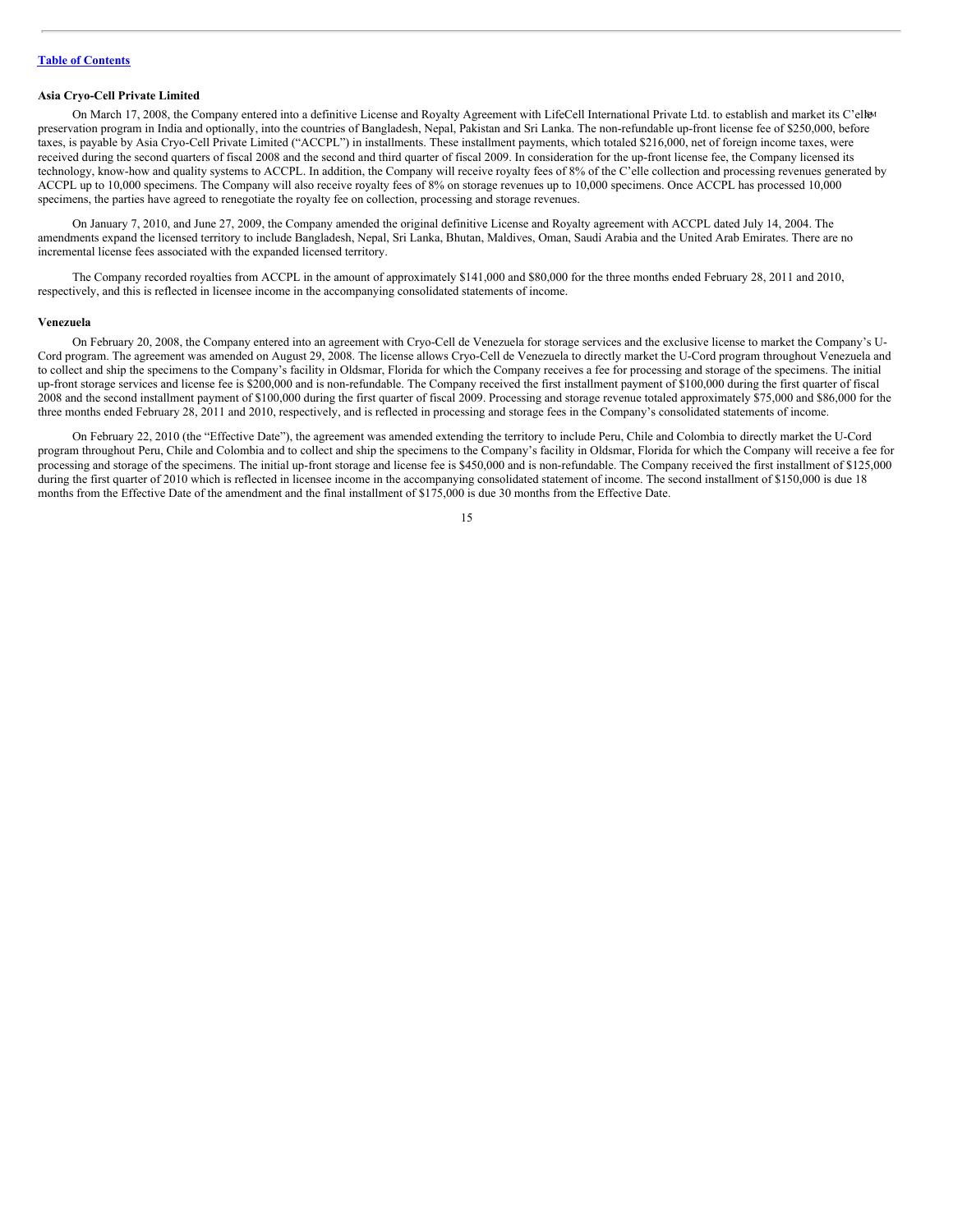[Table of Contents](#)

**Asia Cryo-Cell Private Limited**

On March 17, 2008, the Company entered into a definitive License and Royalty Agreement with LifeCell International Private Ltd. to establish and market its C'elle[SM] preservation program in India and optionally, into the countries of Bangladesh, Nepal, Pakistan and Sri Lanka. The non-refundable up-front license fee of $250,000, before taxes, is payable by Asia Cryo-Cell Private Limited ("ACCPL") in installments. These installment payments, which totaled $216,000, net of foreign income taxes, were received during the second quarters of fiscal 2008 and the second and third quarter of fiscal 2009. In consideration for the up-front license fee, the Company licensed its technology, know-how and quality systems to ACCPL. In addition, the Company will receive royalty fees of 8% of the C'elle collection and processing revenues generated by ACCPL up to 10,000 specimens. The Company will also receive royalty fees of 8% on storage revenues up to 10,000 specimens. Once ACCPL has processed 10,000 specimens, the parties have agreed to renegotiate the royalty fee on collection, processing and storage revenues.

On January 7, 2010, and June 27, 2009, the Company amended the original definitive License and Royalty agreement with ACCPL dated July 14, 2004. The amendments expand the licensed territory to include Bangladesh, Nepal, Sri Lanka, Bhutan, Maldives, Oman, Saudi Arabia and the United Arab Emirates. There are no incremental license fees associated with the expanded licensed territory.

The Company recorded royalties from ACCPL in the amount of approximately $141,000 and $80,000 for the three months ended February 28, 2011 and 2010, respectively, and this is reflected in licensee income in the accompanying consolidated statements of income.

**Venezuela**

On February 20, 2008, the Company entered into an agreement with Cryo-Cell de Venezuela for storage services and the exclusive license to market the Company's U-Cord program. The agreement was amended on August 29, 2008. The license allows Cryo-Cell de Venezuela to directly market the U-Cord program throughout Venezuela and to collect and ship the specimens to the Company's facility in Oldsmar, Florida for which the Company receives a fee for processing and storage of the specimens. The initial up-front storage services and license fee is $200,000 and is non-refundable. The Company received the first installment payment of $100,000 during the first quarter of fiscal 2008 and the second installment payment of $100,000 during the first quarter of fiscal 2009. Processing and storage revenue totaled approximately $75,000 and $86,000 for the three months ended February 28, 2011 and 2010, respectively, and is reflected in processing and storage fees in the Company's consolidated statements of income.

On February 22, 2010 (the "Effective Date"), the agreement was amended extending the territory to include Peru, Chile and Colombia to directly market the U-Cord program throughout Peru, Chile and Colombia and to collect and ship the specimens to the Company's facility in Oldsmar, Florida for which the Company will receive a fee for processing and storage of the specimens. The initial up-front storage and license fee is $450,000 and is non-refundable. The Company received the first installment of $125,000 during the first quarter of 2010 which is reflected in licensee income in the accompanying consolidated statement of income. The second installment of $150,000 is due 18 months from the Effective Date of the amendment and the final installment of $175,000 is due 30 months from the Effective Date.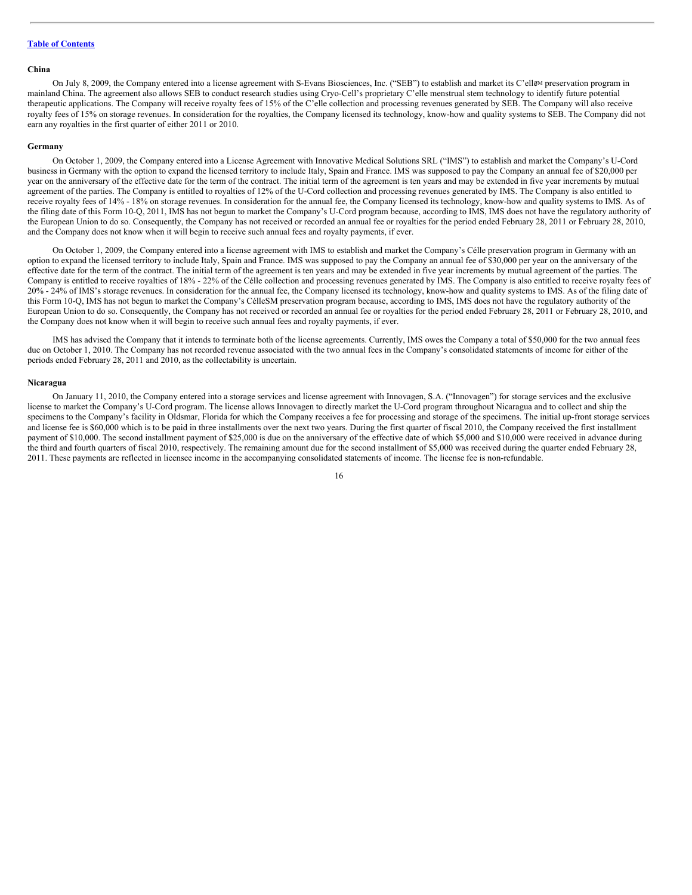[Table of Contents](#)

**China**

On July 8, 2009, the Company entered into a license agreement with S-Evans Biosciences, Inc. ("SEB") to establish and market its C'elleSM preservation program in mainland China. The agreement also allows SEB to conduct research studies using Cryo-Cell's proprietary C'elle menstrual stem technology to identify future potential therapeutic applications. The Company will receive royalty fees of 15% of the C'elle collection and processing revenues generated by SEB. The Company will also receive royalty fees of 15% on storage revenues. In consideration for the royalties, the Company licensed its technology, know-how and quality systems to SEB. The Company did not earn any royalties in the first quarter of either 2011 or 2010.

**Germany**

On October 1, 2009, the Company entered into a License Agreement with Innovative Medical Solutions SRL ("IMS") to establish and market the Company's U-Cord business in Germany with the option to expand the licensed territory to include Italy, Spain and France. IMS was supposed to pay the Company an annual fee of $20,000 per year on the anniversary of the effective date for the term of the contract. The initial term of the agreement is ten years and may be extended in five year increments by mutual agreement of the parties. The Company is entitled to royalties of 12% of the U-Cord collection and processing revenues generated by IMS. The Company is also entitled to receive royalty fees of 14% - 18% on storage revenues. In consideration for the annual fee, the Company licensed its technology, know-how and quality systems to IMS. As of the filing date of this Form 10-Q, 2011, IMS has not begun to market the Company's U-Cord program because, according to IMS, IMS does not have the regulatory authority of the European Union to do so. Consequently, the Company has not received or recorded an annual fee or royalties for the period ended February 28, 2011 or February 28, 2010, and the Company does not know when it will begin to receive such annual fees and royalty payments, if ever.

On October 1, 2009, the Company entered into a license agreement with IMS to establish and market the Company's Célle preservation program in Germany with an option to expand the licensed territory to include Italy, Spain and France. IMS was supposed to pay the Company an annual fee of $30,000 per year on the anniversary of the effective date for the term of the contract. The initial term of the agreement is ten years and may be extended in five year increments by mutual agreement of the parties. The Company is entitled to receive royalties of 18% - 22% of the Célle collection and processing revenues generated by IMS. The Company is also entitled to receive royalty fees of 20% - 24% of IMS's storage revenues. In consideration for the annual fee, the Company licensed its technology, know-how and quality systems to IMS. As of the filing date of this Form 10-Q, IMS has not begun to market the Company's CélleSM preservation program because, according to IMS, IMS does not have the regulatory authority of the European Union to do so. Consequently, the Company has not received or recorded an annual fee or royalties for the period ended February 28, 2011 or February 28, 2010, and the Company does not know when it will begin to receive such annual fees and royalty payments, if ever.

IMS has advised the Company that it intends to terminate both of the license agreements. Currently, IMS owes the Company a total of $50,000 for the two annual fees due on October 1, 2010. The Company has not recorded revenue associated with the two annual fees in the Company's consolidated statements of income for either of the periods ended February 28, 2011 and 2010, as the collectability is uncertain.

**Nicaragua**

On January 11, 2010, the Company entered into a storage services and license agreement with Innovagen, S.A. ("Innovagen") for storage services and the exclusive license to market the Company's U-Cord program. The license allows Innovagen to directly market the U-Cord program throughout Nicaragua and to collect and ship the specimens to the Company's facility in Oldsmar, Florida for which the Company receives a fee for processing and storage of the specimens. The initial up-front storage services and license fee is $60,000 which is to be paid in three installments over the next two years. During the first quarter of fiscal 2010, the Company received the first installment payment of $10,000. The second installment payment of $25,000 is due on the anniversary of the effective date of which $5,000 and $10,000 were received in advance during the third and fourth quarters of fiscal 2010, respectively. The remaining amount due for the second installment of $5,000 was received during the quarter ended February 28, 2011. These payments are reflected in licensee income in the accompanying consolidated statements of income. The license fee is non-refundable.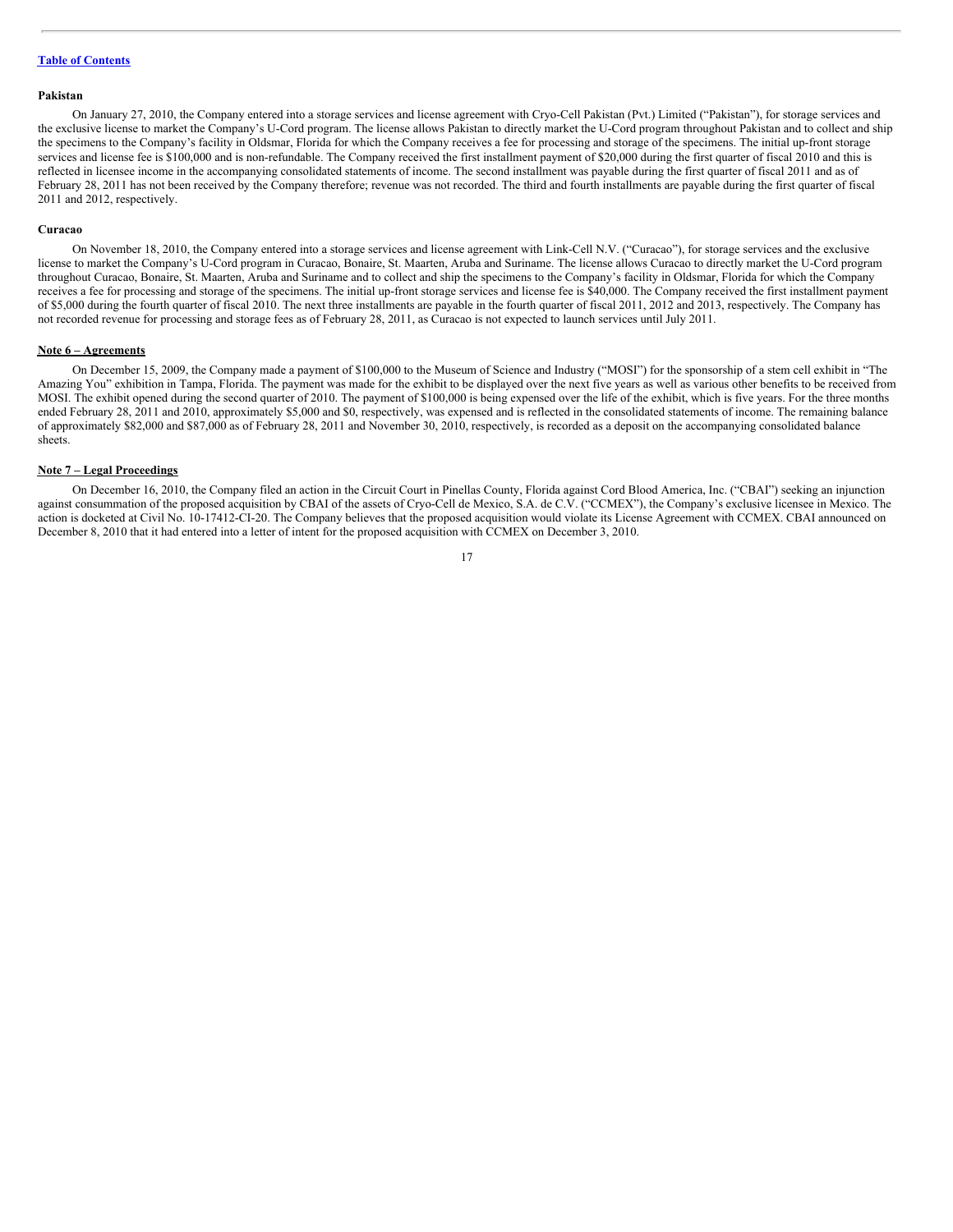**Pakistan**

On January 27, 2010, the Company entered into a storage services and license agreement with Cryo-Cell Pakistan (Pvt.) Limited ("Pakistan"), for storage services and the exclusive license to market the Company's U-Cord program. The license allows Pakistan to directly market the U-Cord program throughout Pakistan and to collect and ship the specimens to the Company's facility in Oldsmar, Florida for which the Company receives a fee for processing and storage of the specimens. The initial up-front storage services and license fee is $100,000 and is non-refundable. The Company received the first installment payment of $20,000 during the first quarter of fiscal 2010 and this is reflected in licensee income in the accompanying consolidated statements of income. The second installment was payable during the first quarter of fiscal 2011 and as of February 28, 2011 has not been received by the Company therefore; revenue was not recorded. The third and fourth installments are payable during the first quarter of fiscal 2011 and 2012, respectively.

**Curacao**

On November 18, 2010, the Company entered into a storage services and license agreement with Link-Cell N.V. ("Curacao"), for storage services and the exclusive license to market the Company's U-Cord program in Curacao, Bonaire, St. Maarten, Aruba and Suriname. The license allows Curacao to directly market the U-Cord program throughout Curacao, Bonaire, St. Maarten, Aruba and Suriname and to collect and ship the specimens to the Company's facility in Oldsmar, Florida for which the Company receives a fee for processing and storage of the specimens. The initial up-front storage services and license fee is $40,000. The Company received the first installment payment of $5,000 during the fourth quarter of fiscal 2010. The next three installments are payable in the fourth quarter of fiscal 2011, 2012 and 2013, respectively. The Company has not recorded revenue for processing and storage fees as of February 28, 2011, as Curacao is not expected to launch services until July 2011.

**Note 6 – Agreements**

On December 15, 2009, the Company made a payment of $100,000 to the Museum of Science and Industry ("MOSI") for the sponsorship of a stem cell exhibit in "The Amazing You" exhibition in Tampa, Florida. The payment was made for the exhibit to be displayed over the next five years as well as various other benefits to be received from MOSI. The exhibit opened during the second quarter of 2010. The payment of $100,000 is being expensed over the life of the exhibit, which is five years. For the three months ended February 28, 2011 and 2010, approximately $5,000 and $0, respectively, was expensed and is reflected in the consolidated statements of income. The remaining balance of approximately $82,000 and $87,000 as of February 28, 2011 and November 30, 2010, respectively, is recorded as a deposit on the accompanying consolidated balance sheets.

**Note 7 – Legal Proceedings**

On December 16, 2010, the Company filed an action in the Circuit Court in Pinellas County, Florida against Cord Blood America, Inc. ("CBAI") seeking an injunction against consummation of the proposed acquisition by CBAI of the assets of Cryo-Cell de Mexico, S.A. de C.V. ("CCMEX"), the Company's exclusive licensee in Mexico. The action is docketed at Civil No. 10-17412-CI-20. The Company believes that the proposed acquisition would violate its License Agreement with CCMEX. CBAI announced on December 8, 2010 that it had entered into a letter of intent for the proposed acquisition with CCMEX on December 3, 2010.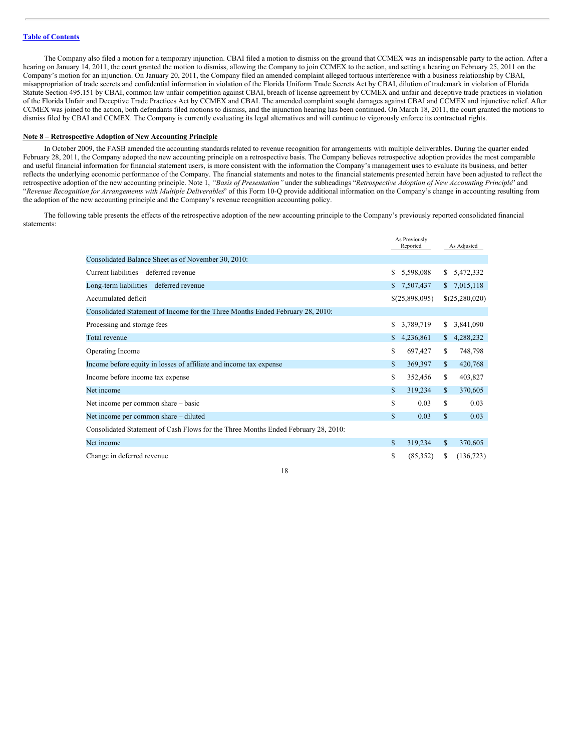The Company also filed a motion for a temporary injunction. CBAI filed a motion to dismiss on the ground that CCMEX was an indispensable party to the action. After a hearing on January 14, 2011, the court granted the motion to dismiss, allowing the Company to join CCMEX to the action, and setting a hearing on February 25, 2011 on the Company's motion for an injunction. On January 20, 2011, the Company filed an amended complaint alleged tortuous interference with a business relationship by CBAI, misappropriation of trade secrets and confidential information in violation of the Florida Uniform Trade Secrets Act by CBAI, dilution of trademark in violation of Florida Statute Section 495.151 by CBAI, common law unfair competition against CBAI, breach of license agreement by CCMEX and unfair and deceptive trade practices in violation of the Florida Unfair and Deceptive Trade Practices Act by CCMEX and CBAI. The amended complaint sought damages against CBAI and CCMEX and injunctive relief. After CCMEX was joined to the action, both defendants filed motions to dismiss, and the injunction hearing has been continued. On March 18, 2011, the court granted the motions to dismiss filed by CBAI and CCMEX. The Company is currently evaluating its legal alternatives and will continue to vigorously enforce its contractual rights.

**Note 8 – Retrospective Adoption of New Accounting Principle**

In October 2009, the FASB amended the accounting standards related to revenue recognition for arrangements with multiple deliverables. During the quarter ended February 28, 2011, the Company adopted the new accounting principle on a retrospective basis. The Company believes retrospective adoption provides the most comparable and useful financial information for financial statement users, is more consistent with the information the Company's management uses to evaluate its business, and better reflects the underlying economic performance of the Company. The financial statements and notes to the financial statements presented herein have been adjusted to reflect the retrospective adoption of the new accounting principle. Note 1, *"Basis of Presentation"* under the subheadings "*Retrospective Adoption of New Accounting Principle*" and "*Revenue Recognition for Arrangements with Multiple Deliverables*" of this Form 10-Q provide additional information on the Company's change in accounting resulting from the adoption of the new accounting principle and the Company's revenue recognition accounting policy.

The following table presents the effects of the retrospective adoption of the new accounting principle to the Company's previously reported consolidated financial statements:

| | As Previously Reported | As Adjusted |
|---|---|---|
| Consolidated Balance Sheet as of November 30, 2010: | | |
| Current liabilities – deferred revenue | $ 5,598,088 | $ 5,472,332 |
| Long-term liabilities – deferred revenue | $ 7,507,437 | $ 7,015,118 |
| Accumulated deficit | $(25,898,095) | $(25,280,020) |
| Consolidated Statement of Income for the Three Months Ended February 28, 2010: | | |
| Processing and storage fees | $ 3,789,719 | $ 3,841,090 |
| Total revenue | $ 4,236,861 | $ 4,288,232 |
| Operating Income | $ 697,427 | $ 748,798 |
| Income before equity in losses of affiliate and income tax expense | $ 369,397 | $ 420,768 |
| Income before income tax expense | $ 352,456 | $ 403,827 |
| Net income | $ 319,234 | $ 370,605 |
| Net income per common share – basic | $ 0.03 | $ 0.03 |
| Net income per common share – diluted | $ 0.03 | $ 0.03 |
| Consolidated Statement of Cash Flows for the Three Months Ended February 28, 2010: | | |
| Net income | $ 319,234 | $ 370,605 |
| Change in deferred revenue | $ (85,352) | $ (136,723) |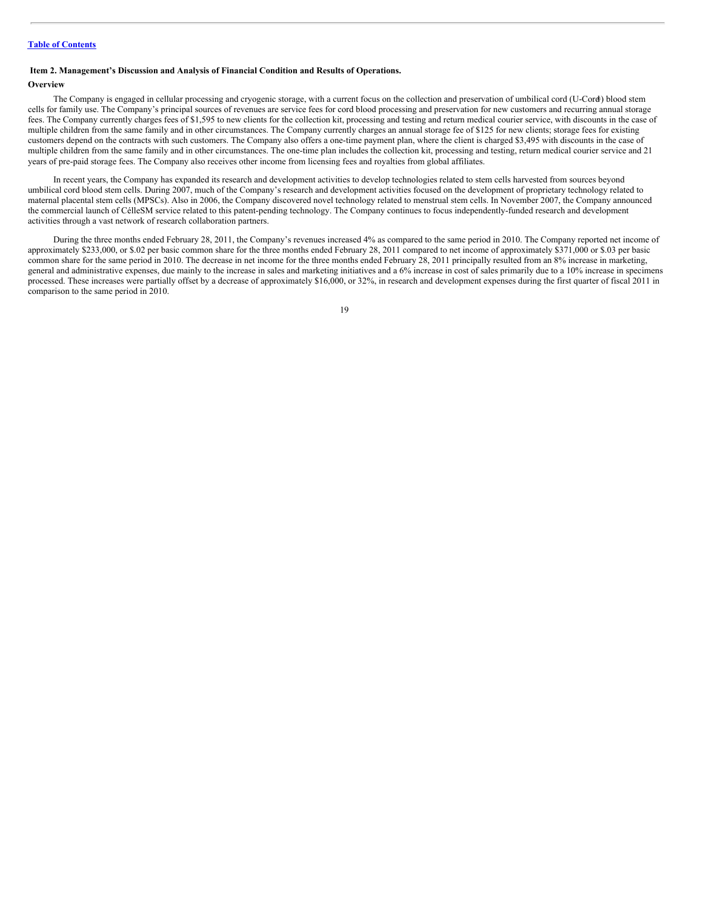[Table of Contents](#)

### Item 2. Management's Discussion and Analysis of Financial Condition and Results of Operations.

**Overview**

The Company is engaged in cellular processing and cryogenic storage, with a current focus on the collection and preservation of umbilical cord (U-Cord) blood stem cells for family use. The Company's principal sources of revenues are service fees for cord blood processing and preservation for new customers and recurring annual storage fees. The Company currently charges fees of $1,595 to new clients for the collection kit, processing and testing and return medical courier service, with discounts in the case of multiple children from the same family and in other circumstances. The Company currently charges an annual storage fee of $125 for new clients; storage fees for existing customers depend on the contracts with such customers. The Company also offers a one-time payment plan, where the client is charged $3,495 with discounts in the case of multiple children from the same family and in other circumstances. The one-time plan includes the collection kit, processing and testing, return medical courier service and 21 years of pre-paid storage fees. The Company also receives other income from licensing fees and royalties from global affiliates.

In recent years, the Company has expanded its research and development activities to develop technologies related to stem cells harvested from sources beyond umbilical cord blood stem cells. During 2007, much of the Company's research and development activities focused on the development of proprietary technology related to maternal placental stem cells (MPSCs). Also in 2006, the Company discovered novel technology related to menstrual stem cells. In November 2007, the Company announced the commercial launch of CélleSM service related to this patent-pending technology. The Company continues to focus independently-funded research and development activities through a vast network of research collaboration partners.

During the three months ended February 28, 2011, the Company's revenues increased 4% as compared to the same period in 2010. The Company reported net income of approximately $233,000, or $.02 per basic common share for the three months ended February 28, 2011 compared to net income of approximately $371,000 or $.03 per basic common share for the same period in 2010. The decrease in net income for the three months ended February 28, 2011 principally resulted from an 8% increase in marketing, general and administrative expenses, due mainly to the increase in sales and marketing initiatives and a 6% increase in cost of sales primarily due to a 10% increase in specimens processed. These increases were partially offset by a decrease of approximately $16,000, or 32%, in research and development expenses during the first quarter of fiscal 2011 in comparison to the same period in 2010.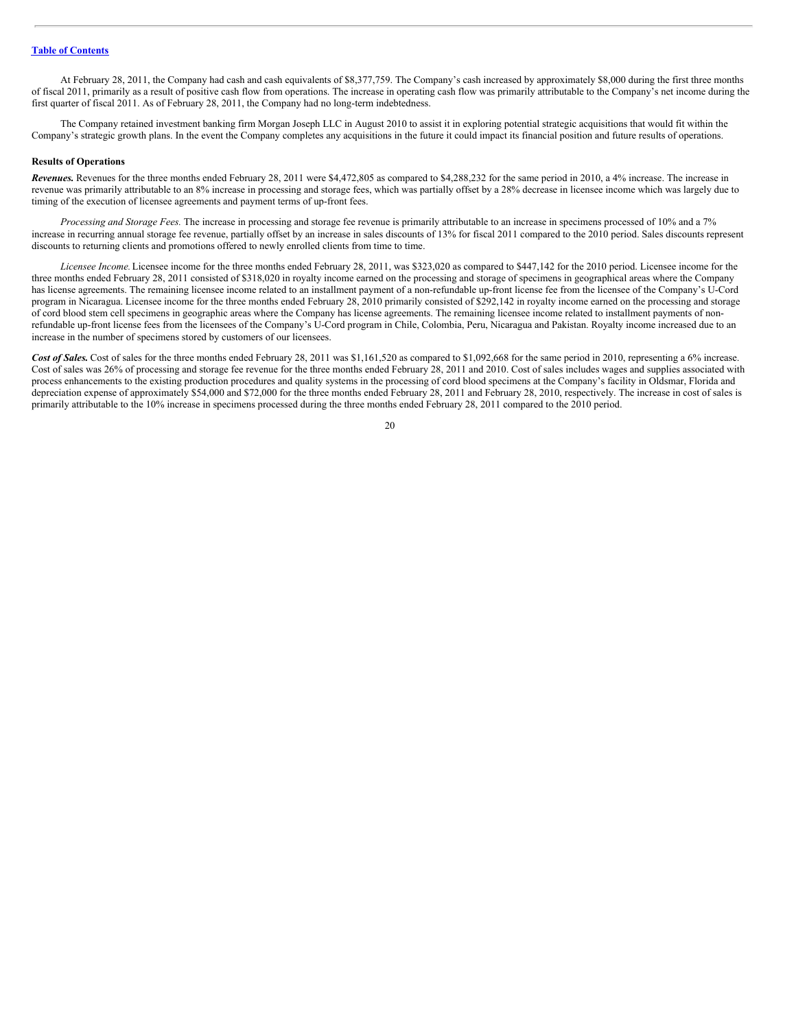At February 28, 2011, the Company had cash and cash equivalents of $8,377,759. The Company's cash increased by approximately $8,000 during the first three months of fiscal 2011, primarily as a result of positive cash flow from operations. The increase in operating cash flow was primarily attributable to the Company's net income during the first quarter of fiscal 2011. As of February 28, 2011, the Company had no long-term indebtedness.

The Company retained investment banking firm Morgan Joseph LLC in August 2010 to assist it in exploring potential strategic acquisitions that would fit within the Company's strategic growth plans. In the event the Company completes any acquisitions in the future it could impact its financial position and future results of operations.

**Results of Operations**

***Revenues.*** Revenues for the three months ended February 28, 2011 were $4,472,805 as compared to $4,288,232 for the same period in 2010, a 4% increase. The increase in revenue was primarily attributable to an 8% increase in processing and storage fees, which was partially offset by a 28% decrease in licensee income which was largely due to timing of the execution of licensee agreements and payment terms of up-front fees.

*Processing and Storage Fees.* The increase in processing and storage fee revenue is primarily attributable to an increase in specimens processed of 10% and a 7% increase in recurring annual storage fee revenue, partially offset by an increase in sales discounts of 13% for fiscal 2011 compared to the 2010 period. Sales discounts represent discounts to returning clients and promotions offered to newly enrolled clients from time to time.

*Licensee Income.* Licensee income for the three months ended February 28, 2011, was $323,020 as compared to $447,142 for the 2010 period. Licensee income for the three months ended February 28, 2011 consisted of $318,020 in royalty income earned on the processing and storage of specimens in geographical areas where the Company has license agreements. The remaining licensee income related to an installment payment of a non-refundable up-front license fee from the licensee of the Company's U-Cord program in Nicaragua. Licensee income for the three months ended February 28, 2010 primarily consisted of $292,142 in royalty income earned on the processing and storage of cord blood stem cell specimens in geographic areas where the Company has license agreements. The remaining licensee income related to installment payments of non-refundable up-front license fees from the licensees of the Company's U-Cord program in Chile, Colombia, Peru, Nicaragua and Pakistan. Royalty income increased due to an increase in the number of specimens stored by customers of our licensees.

***Cost of Sales.*** Cost of sales for the three months ended February 28, 2011 was $1,161,520 as compared to $1,092,668 for the same period in 2010, representing a 6% increase. Cost of sales was 26% of processing and storage fee revenue for the three months ended February 28, 2011 and 2010. Cost of sales includes wages and supplies associated with process enhancements to the existing production procedures and quality systems in the processing of cord blood specimens at the Company's facility in Oldsmar, Florida and depreciation expense of approximately $54,000 and $72,000 for the three months ended February 28, 2011 and February 28, 2010, respectively. The increase in cost of sales is primarily attributable to the 10% increase in specimens processed during the three months ended February 28, 2011 compared to the 2010 period.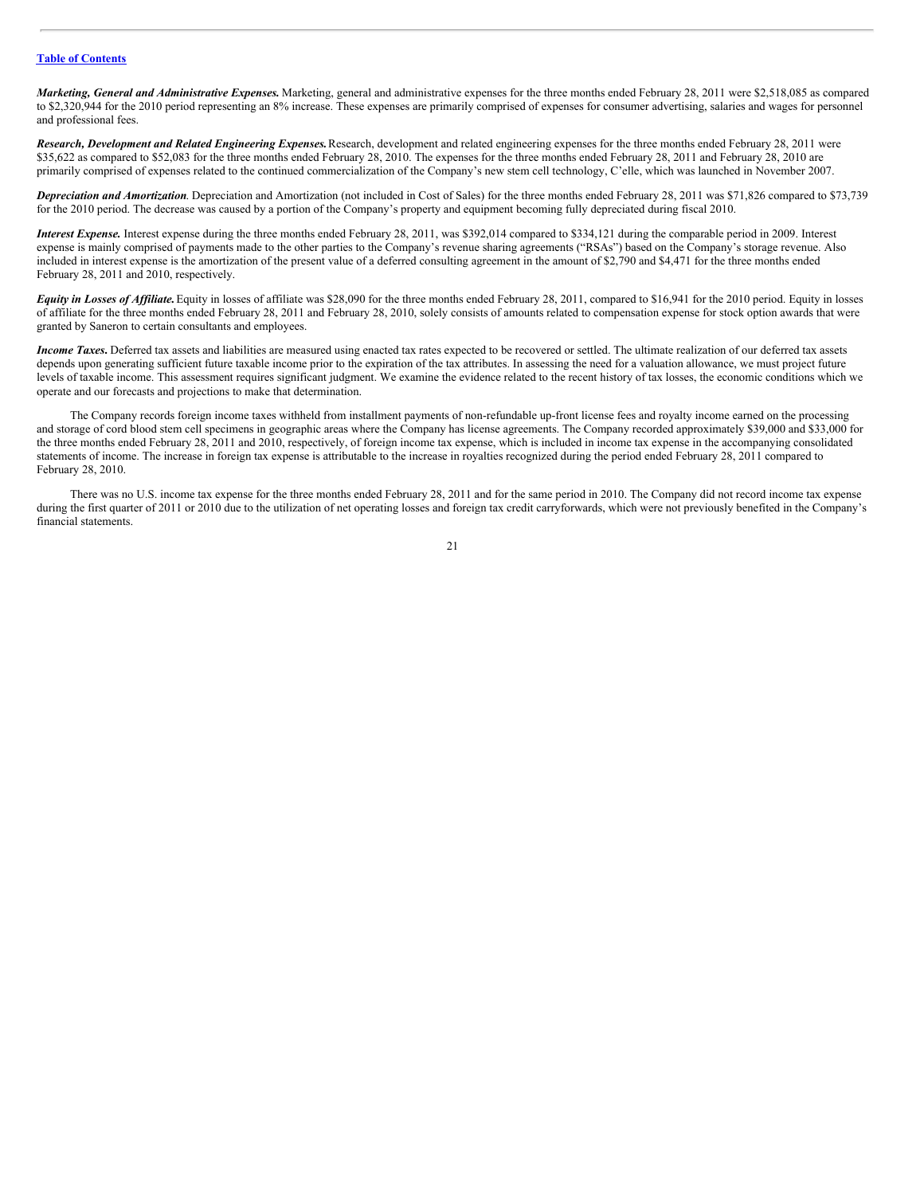[Table of Contents](#)

***Marketing, General and Administrative Expenses.*** Marketing, general and administrative expenses for the three months ended February 28, 2011 were $2,518,085 as compared to $2,320,944 for the 2010 period representing an 8% increase. These expenses are primarily comprised of expenses for consumer advertising, salaries and wages for personnel and professional fees.

***Research, Development and Related Engineering Expenses.*** Research, development and related engineering expenses for the three months ended February 28, 2011 were $35,622 as compared to $52,083 for the three months ended February 28, 2010. The expenses for the three months ended February 28, 2011 and February 28, 2010 are primarily comprised of expenses related to the continued commercialization of the Company's new stem cell technology, C'elle, which was launched in November 2007.

***Depreciation and Amortization***. Depreciation and Amortization (not included in Cost of Sales) for the three months ended February 28, 2011 was $71,826 compared to $73,739 for the 2010 period. The decrease was caused by a portion of the Company's property and equipment becoming fully depreciated during fiscal 2010.

***Interest Expense.*** Interest expense during the three months ended February 28, 2011, was $392,014 compared to $334,121 during the comparable period in 2009. Interest expense is mainly comprised of payments made to the other parties to the Company's revenue sharing agreements ("RSAs") based on the Company's storage revenue. Also included in interest expense is the amortization of the present value of a deferred consulting agreement in the amount of $2,790 and $4,471 for the three months ended February 28, 2011 and 2010, respectively.

***Equity in Losses of Affiliate.*** Equity in losses of affiliate was $28,090 for the three months ended February 28, 2011, compared to $16,941 for the 2010 period. Equity in losses of affiliate for the three months ended February 28, 2011 and February 28, 2010, solely consists of amounts related to compensation expense for stock option awards that were granted by Saneron to certain consultants and employees.

***Income Taxes.*** Deferred tax assets and liabilities are measured using enacted tax rates expected to be recovered or settled. The ultimate realization of our deferred tax assets depends upon generating sufficient future taxable income prior to the expiration of the tax attributes. In assessing the need for a valuation allowance, we must project future levels of taxable income. This assessment requires significant judgment. We examine the evidence related to the recent history of tax losses, the economic conditions which we operate and our forecasts and projections to make that determination.

The Company records foreign income taxes withheld from installment payments of non-refundable up-front license fees and royalty income earned on the processing and storage of cord blood stem cell specimens in geographic areas where the Company has license agreements. The Company recorded approximately $39,000 and $33,000 for the three months ended February 28, 2011 and 2010, respectively, of foreign income tax expense, which is included in income tax expense in the accompanying consolidated statements of income. The increase in foreign tax expense is attributable to the increase in royalties recognized during the period ended February 28, 2011 compared to February 28, 2010.

There was no U.S. income tax expense for the three months ended February 28, 2011 and for the same period in 2010. The Company did not record income tax expense during the first quarter of 2011 or 2010 due to the utilization of net operating losses and foreign tax credit carryforwards, which were not previously benefited in the Company's financial statements.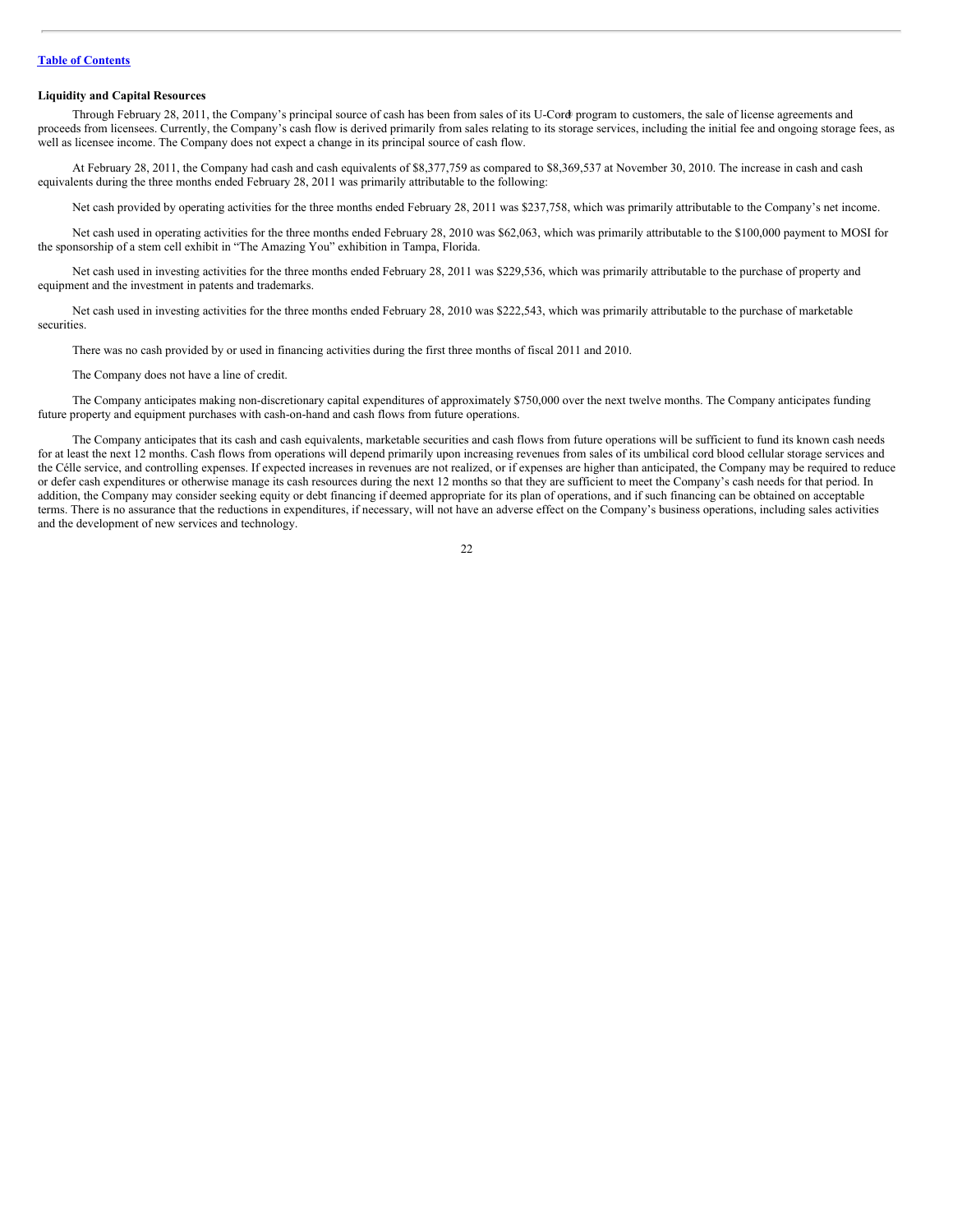[Table of Contents](#)

**Liquidity and Capital Resources**

Through February 28, 2011, the Company's principal source of cash has been from sales of its U-Cord program to customers, the sale of license agreements and proceeds from licensees. Currently, the Company's cash flow is derived primarily from sales relating to its storage services, including the initial fee and ongoing storage fees, as well as licensee income. The Company does not expect a change in its principal source of cash flow.

At February 28, 2011, the Company had cash and cash equivalents of $8,377,759 as compared to $8,369,537 at November 30, 2010. The increase in cash and cash equivalents during the three months ended February 28, 2011 was primarily attributable to the following:

Net cash provided by operating activities for the three months ended February 28, 2011 was $237,758, which was primarily attributable to the Company's net income.

Net cash used in operating activities for the three months ended February 28, 2010 was $62,063, which was primarily attributable to the $100,000 payment to MOSI for the sponsorship of a stem cell exhibit in "The Amazing You" exhibition in Tampa, Florida.

Net cash used in investing activities for the three months ended February 28, 2011 was $229,536, which was primarily attributable to the purchase of property and equipment and the investment in patents and trademarks.

Net cash used in investing activities for the three months ended February 28, 2010 was $222,543, which was primarily attributable to the purchase of marketable securities.

There was no cash provided by or used in financing activities during the first three months of fiscal 2011 and 2010.

The Company does not have a line of credit.

The Company anticipates making non-discretionary capital expenditures of approximately $750,000 over the next twelve months. The Company anticipates funding future property and equipment purchases with cash-on-hand and cash flows from future operations.

The Company anticipates that its cash and cash equivalents, marketable securities and cash flows from future operations will be sufficient to fund its known cash needs for at least the next 12 months. Cash flows from operations will depend primarily upon increasing revenues from sales of its umbilical cord blood cellular storage services and the Célle service, and controlling expenses. If expected increases in revenues are not realized, or if expenses are higher than anticipated, the Company may be required to reduce or defer cash expenditures or otherwise manage its cash resources during the next 12 months so that they are sufficient to meet the Company's cash needs for that period. In addition, the Company may consider seeking equity or debt financing if deemed appropriate for its plan of operations, and if such financing can be obtained on acceptable terms. There is no assurance that the reductions in expenditures, if necessary, will not have an adverse effect on the Company's business operations, including sales activities and the development of new services and technology.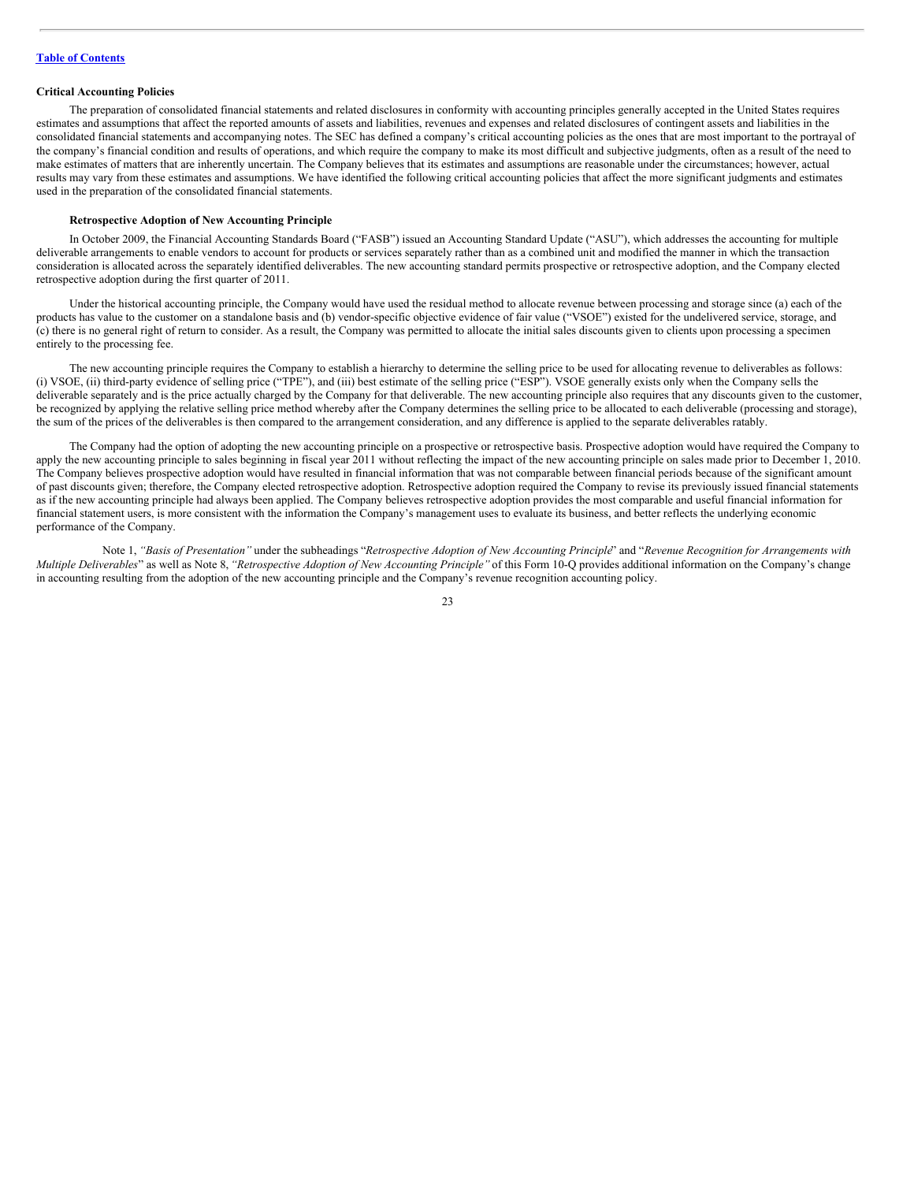[Table of Contents](#)

### Critical Accounting Policies

The preparation of consolidated financial statements and related disclosures in conformity with accounting principles generally accepted in the United States requires estimates and assumptions that affect the reported amounts of assets and liabilities, revenues and expenses and related disclosures of contingent assets and liabilities in the consolidated financial statements and accompanying notes. The SEC has defined a company's critical accounting policies as the ones that are most important to the portrayal of the company's financial condition and results of operations, and which require the company to make its most difficult and subjective judgments, often as a result of the need to make estimates of matters that are inherently uncertain. The Company believes that its estimates and assumptions are reasonable under the circumstances; however, actual results may vary from these estimates and assumptions. We have identified the following critical accounting policies that affect the more significant judgments and estimates used in the preparation of the consolidated financial statements.

#### Retrospective Adoption of New Accounting Principle

In October 2009, the Financial Accounting Standards Board ("FASB") issued an Accounting Standard Update ("ASU"), which addresses the accounting for multiple deliverable arrangements to enable vendors to account for products or services separately rather than as a combined unit and modified the manner in which the transaction consideration is allocated across the separately identified deliverables. The new accounting standard permits prospective or retrospective adoption, and the Company elected retrospective adoption during the first quarter of 2011.

Under the historical accounting principle, the Company would have used the residual method to allocate revenue between processing and storage since (a) each of the products has value to the customer on a standalone basis and (b) vendor-specific objective evidence of fair value ("VSOE") existed for the undelivered service, storage, and (c) there is no general right of return to consider. As a result, the Company was permitted to allocate the initial sales discounts given to clients upon processing a specimen entirely to the processing fee.

The new accounting principle requires the Company to establish a hierarchy to determine the selling price to be used for allocating revenue to deliverables as follows: (i) VSOE, (ii) third-party evidence of selling price ("TPE"), and (iii) best estimate of the selling price ("ESP"). VSOE generally exists only when the Company sells the deliverable separately and is the price actually charged by the Company for that deliverable. The new accounting principle also requires that any discounts given to the customer, be recognized by applying the relative selling price method whereby after the Company determines the selling price to be allocated to each deliverable (processing and storage), the sum of the prices of the deliverables is then compared to the arrangement consideration, and any difference is applied to the separate deliverables ratably.

The Company had the option of adopting the new accounting principle on a prospective or retrospective basis. Prospective adoption would have required the Company to apply the new accounting principle to sales beginning in fiscal year 2011 without reflecting the impact of the new accounting principle on sales made prior to December 1, 2010. The Company believes prospective adoption would have resulted in financial information that was not comparable between financial periods because of the significant amount of past discounts given; therefore, the Company elected retrospective adoption. Retrospective adoption required the Company to revise its previously issued financial statements as if the new accounting principle had always been applied. The Company believes retrospective adoption provides the most comparable and useful financial information for financial statement users, is more consistent with the information the Company's management uses to evaluate its business, and better reflects the underlying economic performance of the Company.

Note 1, *"Basis of Presentation"* under the subheadings "*Retrospective Adoption of New Accounting Principle*" and "*Revenue Recognition for Arrangements with Multiple Deliverables*" as well as Note 8, *"Retrospective Adoption of New Accounting Principle"* of this Form 10-Q provides additional information on the Company's change in accounting resulting from the adoption of the new accounting principle and the Company's revenue recognition accounting policy.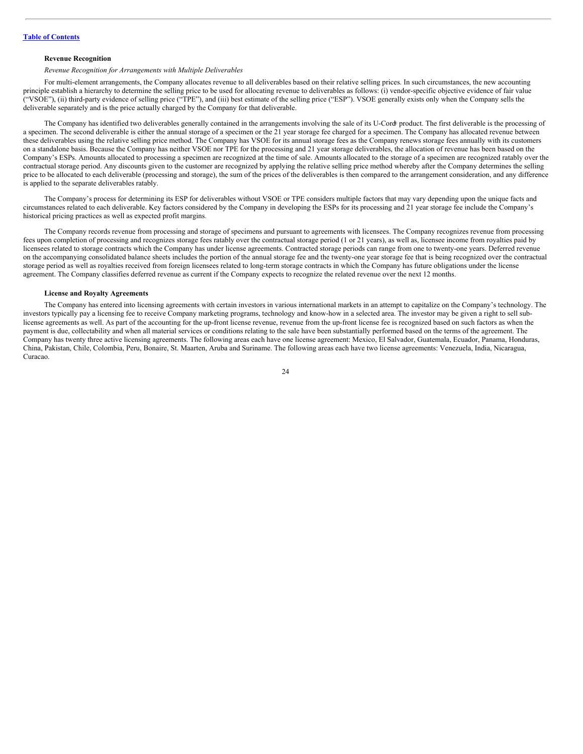[Table of Contents](#)

**Revenue Recognition**

*Revenue Recognition for Arrangements with Multiple Deliverables*

For multi-element arrangements, the Company allocates revenue to all deliverables based on their relative selling prices. In such circumstances, the new accounting principle establish a hierarchy to determine the selling price to be used for allocating revenue to deliverables as follows: (i) vendor-specific objective evidence of fair value ("VSOE"), (ii) third-party evidence of selling price ("TPE"), and (iii) best estimate of the selling price ("ESP"). VSOE generally exists only when the Company sells the deliverable separately and is the price actually charged by the Company for that deliverable.

The Company has identified two deliverables generally contained in the arrangements involving the sale of its U-Cord® product. The first deliverable is the processing of a specimen. The second deliverable is either the annual storage of a specimen or the 21 year storage fee charged for a specimen. The Company has allocated revenue between these deliverables using the relative selling price method. The Company has VSOE for its annual storage fees as the Company renews storage fees annually with its customers on a standalone basis. Because the Company has neither VSOE nor TPE for the processing and 21 year storage deliverables, the allocation of revenue has been based on the Company's ESPs. Amounts allocated to processing a specimen are recognized at the time of sale. Amounts allocated to the storage of a specimen are recognized ratably over the contractual storage period. Any discounts given to the customer are recognized by applying the relative selling price method whereby after the Company determines the selling price to be allocated to each deliverable (processing and storage), the sum of the prices of the deliverables is then compared to the arrangement consideration, and any difference is applied to the separate deliverables ratably.

The Company's process for determining its ESP for deliverables without VSOE or TPE considers multiple factors that may vary depending upon the unique facts and circumstances related to each deliverable. Key factors considered by the Company in developing the ESPs for its processing and 21 year storage fee include the Company's historical pricing practices as well as expected profit margins.

The Company records revenue from processing and storage of specimens and pursuant to agreements with licensees. The Company recognizes revenue from processing fees upon completion of processing and recognizes storage fees ratably over the contractual storage period (1 or 21 years), as well as, licensee income from royalties paid by licensees related to storage contracts which the Company has under license agreements. Contracted storage periods can range from one to twenty-one years. Deferred revenue on the accompanying consolidated balance sheets includes the portion of the annual storage fee and the twenty-one year storage fee that is being recognized over the contractual storage period as well as royalties received from foreign licensees related to long-term storage contracts in which the Company has future obligations under the license agreement. The Company classifies deferred revenue as current if the Company expects to recognize the related revenue over the next 12 months.

**License and Royalty Agreements**

The Company has entered into licensing agreements with certain investors in various international markets in an attempt to capitalize on the Company's technology. The investors typically pay a licensing fee to receive Company marketing programs, technology and know-how in a selected area. The investor may be given a right to sell sub-license agreements as well. As part of the accounting for the up-front license revenue, revenue from the up-front license fee is recognized based on such factors as when the payment is due, collectability and when all material services or conditions relating to the sale have been substantially performed based on the terms of the agreement. The Company has twenty three active licensing agreements. The following areas each have one license agreement: Mexico, El Salvador, Guatemala, Ecuador, Panama, Honduras, China, Pakistan, Chile, Colombia, Peru, Bonaire, St. Maarten, Aruba and Suriname. The following areas each have two license agreements: Venezuela, India, Nicaragua, Curacao.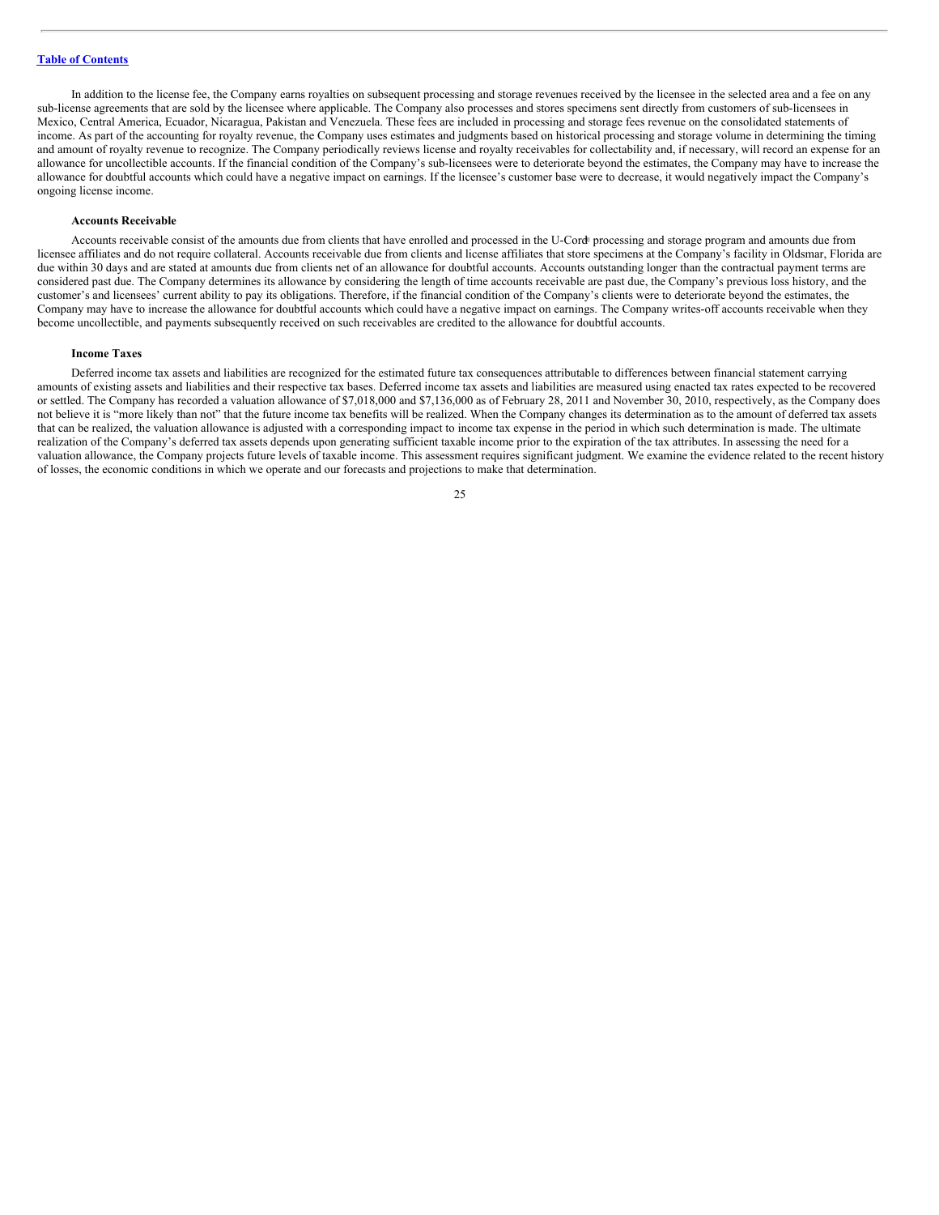In addition to the license fee, the Company earns royalties on subsequent processing and storage revenues received by the licensee in the selected area and a fee on any sub-license agreements that are sold by the licensee where applicable. The Company also processes and stores specimens sent directly from customers of sub-licensees in Mexico, Central America, Ecuador, Nicaragua, Pakistan and Venezuela. These fees are included in processing and storage fees revenue on the consolidated statements of income. As part of the accounting for royalty revenue, the Company uses estimates and judgments based on historical processing and storage volume in determining the timing and amount of royalty revenue to recognize. The Company periodically reviews license and royalty receivables for collectability and, if necessary, will record an expense for an allowance for uncollectible accounts. If the financial condition of the Company's sub-licensees were to deteriorate beyond the estimates, the Company may have to increase the allowance for doubtful accounts which could have a negative impact on earnings. If the licensee's customer base were to decrease, it would negatively impact the Company's ongoing license income.

**Accounts Receivable**

Accounts receivable consist of the amounts due from clients that have enrolled and processed in the U-Cord® processing and storage program and amounts due from licensee affiliates and do not require collateral. Accounts receivable due from clients and license affiliates that store specimens at the Company's facility in Oldsmar, Florida are due within 30 days and are stated at amounts due from clients net of an allowance for doubtful accounts. Accounts outstanding longer than the contractual payment terms are considered past due. The Company determines its allowance by considering the length of time accounts receivable are past due, the Company's previous loss history, and the customer's and licensees' current ability to pay its obligations. Therefore, if the financial condition of the Company's clients were to deteriorate beyond the estimates, the Company may have to increase the allowance for doubtful accounts which could have a negative impact on earnings. The Company writes-off accounts receivable when they become uncollectible, and payments subsequently received on such receivables are credited to the allowance for doubtful accounts.

**Income Taxes**

Deferred income tax assets and liabilities are recognized for the estimated future tax consequences attributable to differences between financial statement carrying amounts of existing assets and liabilities and their respective tax bases. Deferred income tax assets and liabilities are measured using enacted tax rates expected to be recovered or settled. The Company has recorded a valuation allowance of $7,018,000 and $7,136,000 as of February 28, 2011 and November 30, 2010, respectively, as the Company does not believe it is "more likely than not" that the future income tax benefits will be realized. When the Company changes its determination as to the amount of deferred tax assets that can be realized, the valuation allowance is adjusted with a corresponding impact to income tax expense in the period in which such determination is made. The ultimate realization of the Company's deferred tax assets depends upon generating sufficient taxable income prior to the expiration of the tax attributes. In assessing the need for a valuation allowance, the Company projects future levels of taxable income. This assessment requires significant judgment. We examine the evidence related to the recent history of losses, the economic conditions in which we operate and our forecasts and projections to make that determination.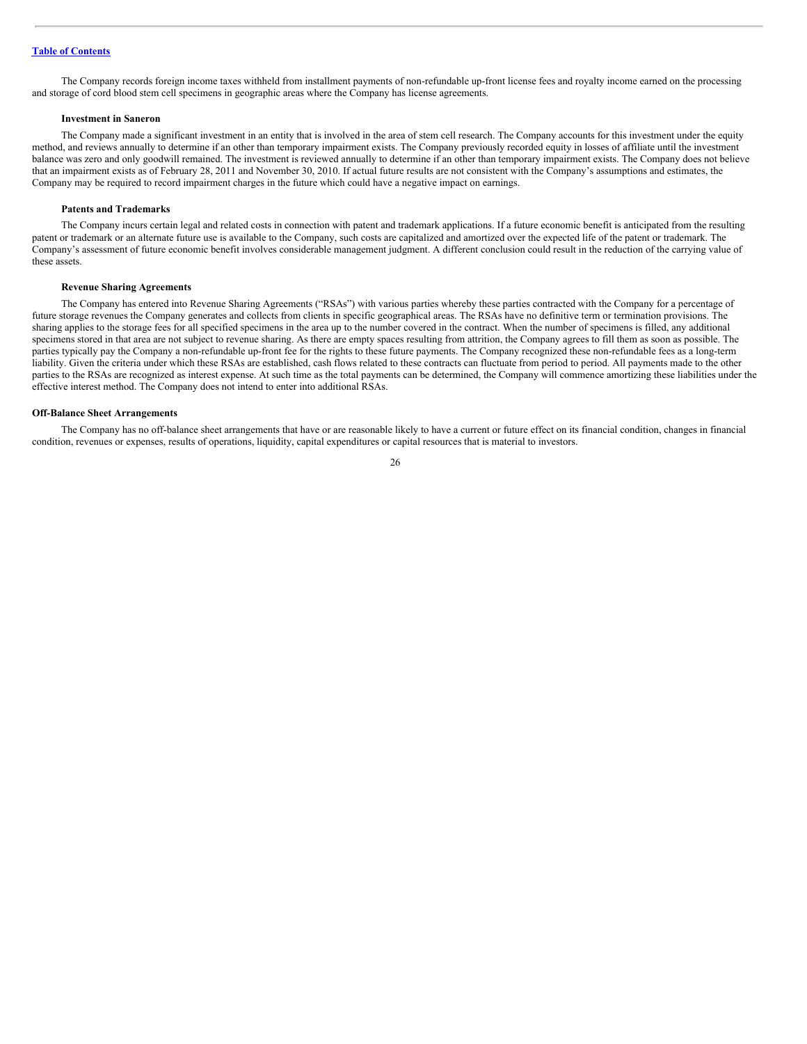The Company records foreign income taxes withheld from installment payments of non-refundable up-front license fees and royalty income earned on the processing and storage of cord blood stem cell specimens in geographic areas where the Company has license agreements.

#### Investment in Saneron

The Company made a significant investment in an entity that is involved in the area of stem cell research. The Company accounts for this investment under the equity method, and reviews annually to determine if an other than temporary impairment exists. The Company previously recorded equity in losses of affiliate until the investment balance was zero and only goodwill remained. The investment is reviewed annually to determine if an other than temporary impairment exists. The Company does not believe that an impairment exists as of February 28, 2011 and November 30, 2010. If actual future results are not consistent with the Company's assumptions and estimates, the Company may be required to record impairment charges in the future which could have a negative impact on earnings.

#### Patents and Trademarks

The Company incurs certain legal and related costs in connection with patent and trademark applications. If a future economic benefit is anticipated from the resulting patent or trademark or an alternate future use is available to the Company, such costs are capitalized and amortized over the expected life of the patent or trademark. The Company's assessment of future economic benefit involves considerable management judgment. A different conclusion could result in the reduction of the carrying value of these assets.

#### Revenue Sharing Agreements

The Company has entered into Revenue Sharing Agreements ("RSAs") with various parties whereby these parties contracted with the Company for a percentage of future storage revenues the Company generates and collects from clients in specific geographical areas. The RSAs have no definitive term or termination provisions. The sharing applies to the storage fees for all specified specimens in the area up to the number covered in the contract. When the number of specimens is filled, any additional specimens stored in that area are not subject to revenue sharing. As there are empty spaces resulting from attrition, the Company agrees to fill them as soon as possible. The parties typically pay the Company a non-refundable up-front fee for the rights to these future payments. The Company recognized these non-refundable fees as a long-term liability. Given the criteria under which these RSAs are established, cash flows related to these contracts can fluctuate from period to period. All payments made to the other parties to the RSAs are recognized as interest expense. At such time as the total payments can be determined, the Company will commence amortizing these liabilities under the effective interest method. The Company does not intend to enter into additional RSAs.

### Off-Balance Sheet Arrangements

The Company has no off-balance sheet arrangements that have or are reasonable likely to have a current or future effect on its financial condition, changes in financial condition, revenues or expenses, results of operations, liquidity, capital expenditures or capital resources that is material to investors.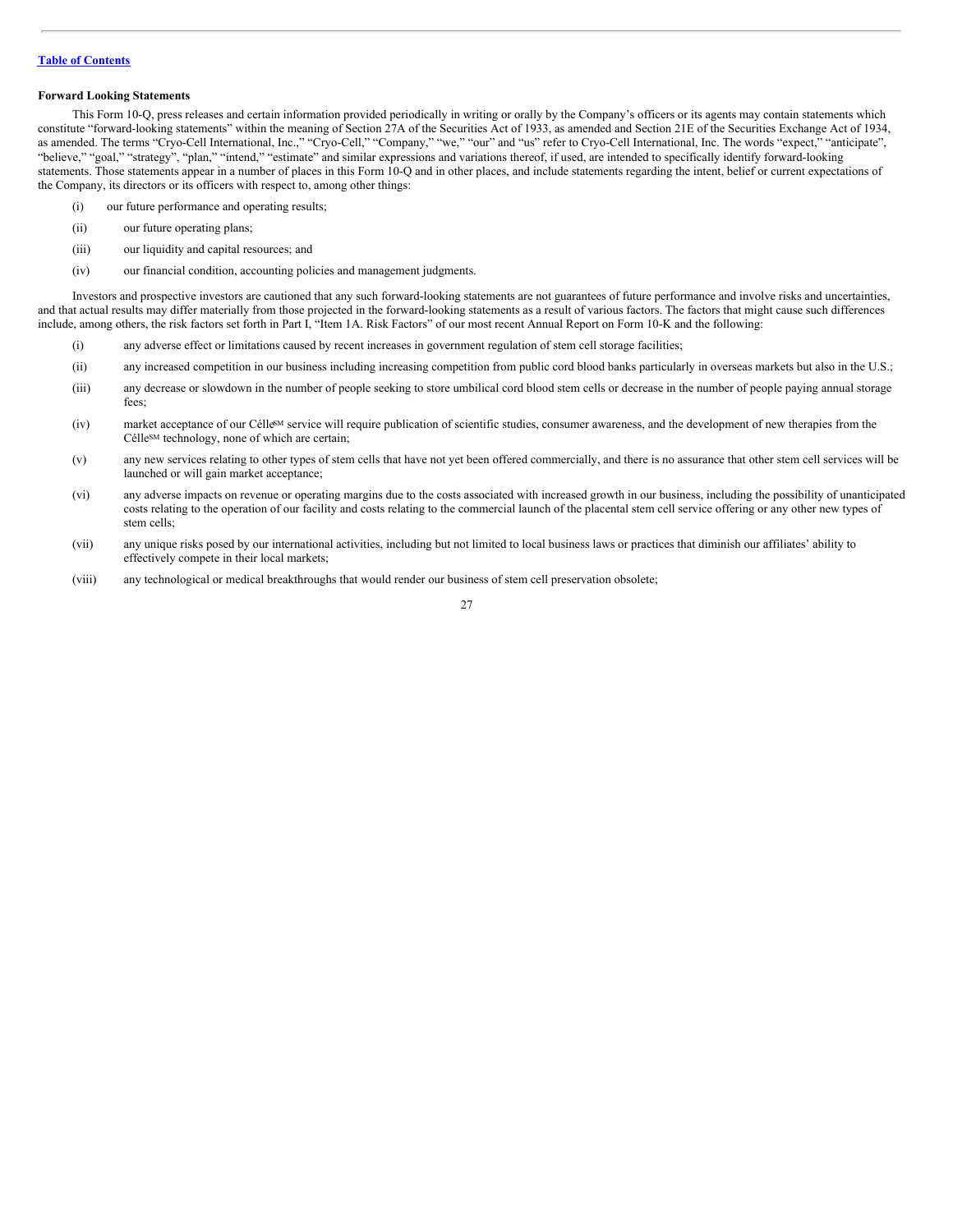[Table of Contents](#)

**Forward Looking Statements**

This Form 10-Q, press releases and certain information provided periodically in writing or orally by the Company's officers or its agents may contain statements which constitute "forward-looking statements" within the meaning of Section 27A of the Securities Act of 1933, as amended and Section 21E of the Securities Exchange Act of 1934, as amended. The terms "Cryo-Cell International, Inc.," "Cryo-Cell," "Company," "we," "our" and "us" refer to Cryo-Cell International, Inc. The words "expect," "anticipate", "believe," "goal," "strategy", "plan," "intend," "estimate" and similar expressions and variations thereof, if used, are intended to specifically identify forward-looking statements. Those statements appear in a number of places in this Form 10-Q and in other places, and include statements regarding the intent, belief or current expectations of the Company, its directors or its officers with respect to, among other things:

(i) our future performance and operating results;

(ii) our future operating plans;

(iii) our liquidity and capital resources; and

(iv) our financial condition, accounting policies and management judgments.

Investors and prospective investors are cautioned that any such forward-looking statements are not guarantees of future performance and involve risks and uncertainties, and that actual results may differ materially from those projected in the forward-looking statements as a result of various factors. The factors that might cause such differences include, among others, the risk factors set forth in Part I, "Item 1A. Risk Factors" of our most recent Annual Report on Form 10-K and the following:

(i) any adverse effect or limitations caused by recent increases in government regulation of stem cell storage facilities;

(ii) any increased competition in our business including increasing competition from public cord blood banks particularly in overseas markets but also in the U.S.;

(iii) any decrease or slowdown in the number of people seeking to store umbilical cord blood stem cells or decrease in the number of people paying annual storage fees;

(iv) market acceptance of our Célle[SM] service will require publication of scientific studies, consumer awareness, and the development of new therapies from the Célle[SM] technology, none of which are certain;

(v) any new services relating to other types of stem cells that have not yet been offered commercially, and there is no assurance that other stem cell services will be launched or will gain market acceptance;

(vi) any adverse impacts on revenue or operating margins due to the costs associated with increased growth in our business, including the possibility of unanticipated costs relating to the operation of our facility and costs relating to the commercial launch of the placental stem cell service offering or any other new types of stem cells;

(vii) any unique risks posed by our international activities, including but not limited to local business laws or practices that diminish our affiliates' ability to effectively compete in their local markets;

(viii) any technological or medical breakthroughs that would render our business of stem cell preservation obsolete;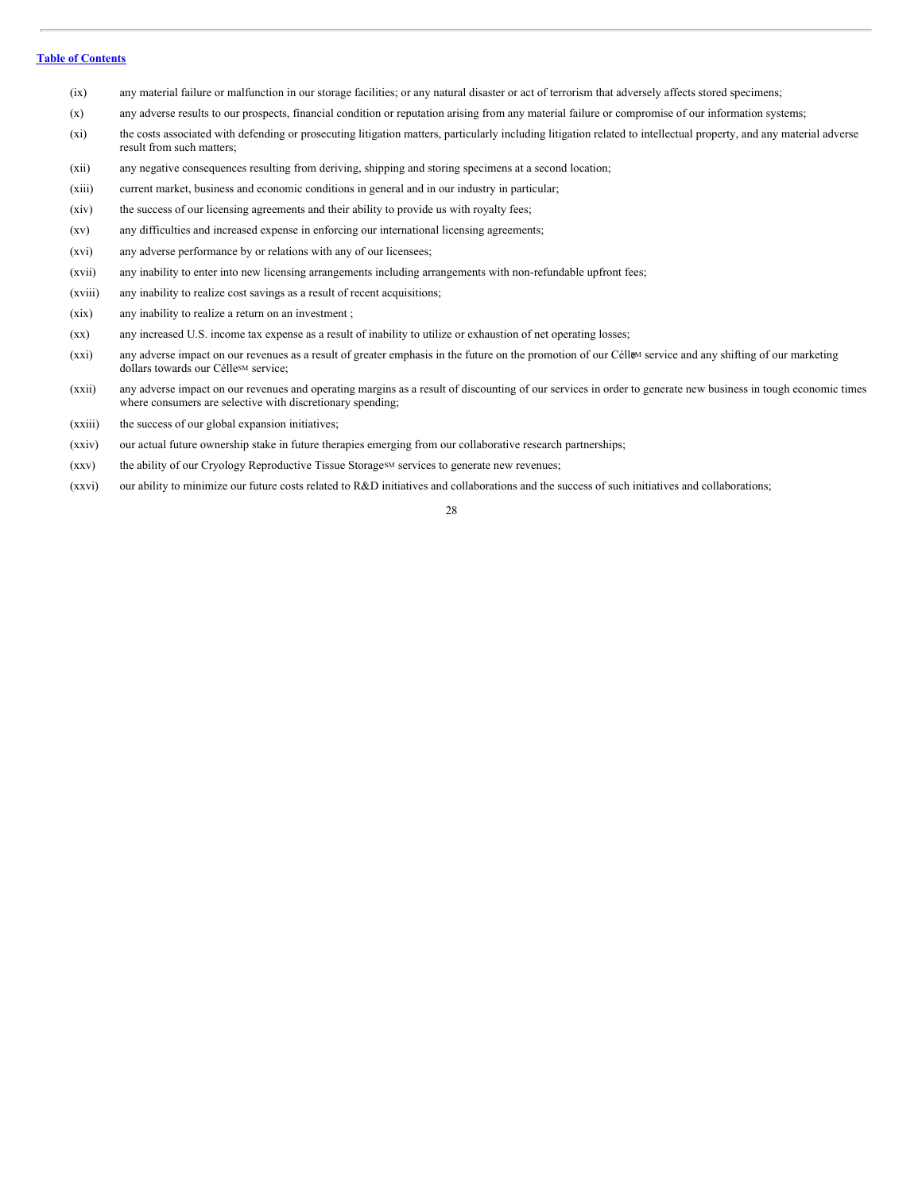[Table of Contents](#)

(ix) any material failure or malfunction in our storage facilities; or any natural disaster or act of terrorism that adversely affects stored specimens;

(x) any adverse results to our prospects, financial condition or reputation arising from any material failure or compromise of our information systems;

(xi) the costs associated with defending or prosecuting litigation matters, particularly including litigation related to intellectual property, and any material adverse result from such matters;

(xii) any negative consequences resulting from deriving, shipping and storing specimens at a second location;

(xiii) current market, business and economic conditions in general and in our industry in particular;

(xiv) the success of our licensing agreements and their ability to provide us with royalty fees;

(xv) any difficulties and increased expense in enforcing our international licensing agreements;

(xvi) any adverse performance by or relations with any of our licensees;

(xvii) any inability to enter into new licensing arrangements including arrangements with non-refundable upfront fees;

(xviii) any inability to realize cost savings as a result of recent acquisitions;

(xix) any inability to realize a return on an investment ;

(xx) any increased U.S. income tax expense as a result of inability to utilize or exhaustion of net operating losses;

(xxi) any adverse impact on our revenues as a result of greater emphasis in the future on the promotion of our Célle℠ service and any shifting of our marketing dollars towards our Célle℠ service;

(xxii) any adverse impact on our revenues and operating margins as a result of discounting of our services in order to generate new business in tough economic times where consumers are selective with discretionary spending;

(xxiii) the success of our global expansion initiatives;

(xxiv) our actual future ownership stake in future therapies emerging from our collaborative research partnerships;

(xxv) the ability of our Cryology Reproductive Tissue Storage℠ services to generate new revenues;

(xxvi) our ability to minimize our future costs related to R&D initiatives and collaborations and the success of such initiatives and collaborations;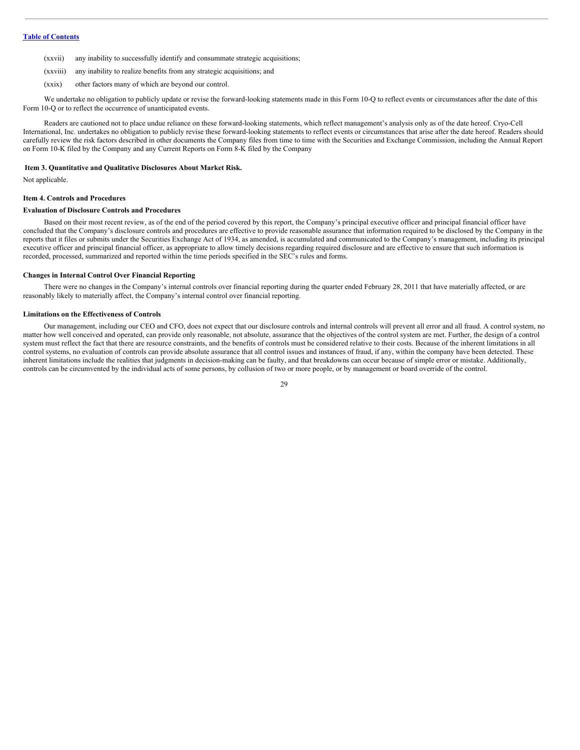(xxvii) any inability to successfully identify and consummate strategic acquisitions;

(xxviii) any inability to realize benefits from any strategic acquisitions; and

(xxix) other factors many of which are beyond our control.

We undertake no obligation to publicly update or revise the forward-looking statements made in this Form 10-Q to reflect events or circumstances after the date of this Form 10-Q or to reflect the occurrence of unanticipated events.

Readers are cautioned not to place undue reliance on these forward-looking statements, which reflect management's analysis only as of the date hereof. Cryo-Cell International, Inc. undertakes no obligation to publicly revise these forward-looking statements to reflect events or circumstances that arise after the date hereof. Readers should carefully review the risk factors described in other documents the Company files from time to time with the Securities and Exchange Commission, including the Annual Report on Form 10-K filed by the Company and any Current Reports on Form 8-K filed by the Company

### Item 3. Quantitative and Qualitative Disclosures About Market Risk.

Not applicable.

### Item 4. Controls and Procedures

**Evaluation of Disclosure Controls and Procedures**

Based on their most recent review, as of the end of the period covered by this report, the Company's principal executive officer and principal financial officer have concluded that the Company's disclosure controls and procedures are effective to provide reasonable assurance that information required to be disclosed by the Company in the reports that it files or submits under the Securities Exchange Act of 1934, as amended, is accumulated and communicated to the Company's management, including its principal executive officer and principal financial officer, as appropriate to allow timely decisions regarding required disclosure and are effective to ensure that such information is recorded, processed, summarized and reported within the time periods specified in the SEC's rules and forms.

**Changes in Internal Control Over Financial Reporting**

There were no changes in the Company's internal controls over financial reporting during the quarter ended February 28, 2011 that have materially affected, or are reasonably likely to materially affect, the Company's internal control over financial reporting.

**Limitations on the Effectiveness of Controls**

Our management, including our CEO and CFO, does not expect that our disclosure controls and internal controls will prevent all error and all fraud. A control system, no matter how well conceived and operated, can provide only reasonable, not absolute, assurance that the objectives of the control system are met. Further, the design of a control system must reflect the fact that there are resource constraints, and the benefits of controls must be considered relative to their costs. Because of the inherent limitations in all control systems, no evaluation of controls can provide absolute assurance that all control issues and instances of fraud, if any, within the company have been detected. These inherent limitations include the realities that judgments in decision-making can be faulty, and that breakdowns can occur because of simple error or mistake. Additionally, controls can be circumvented by the individual acts of some persons, by collusion of two or more people, or by management or board override of the control.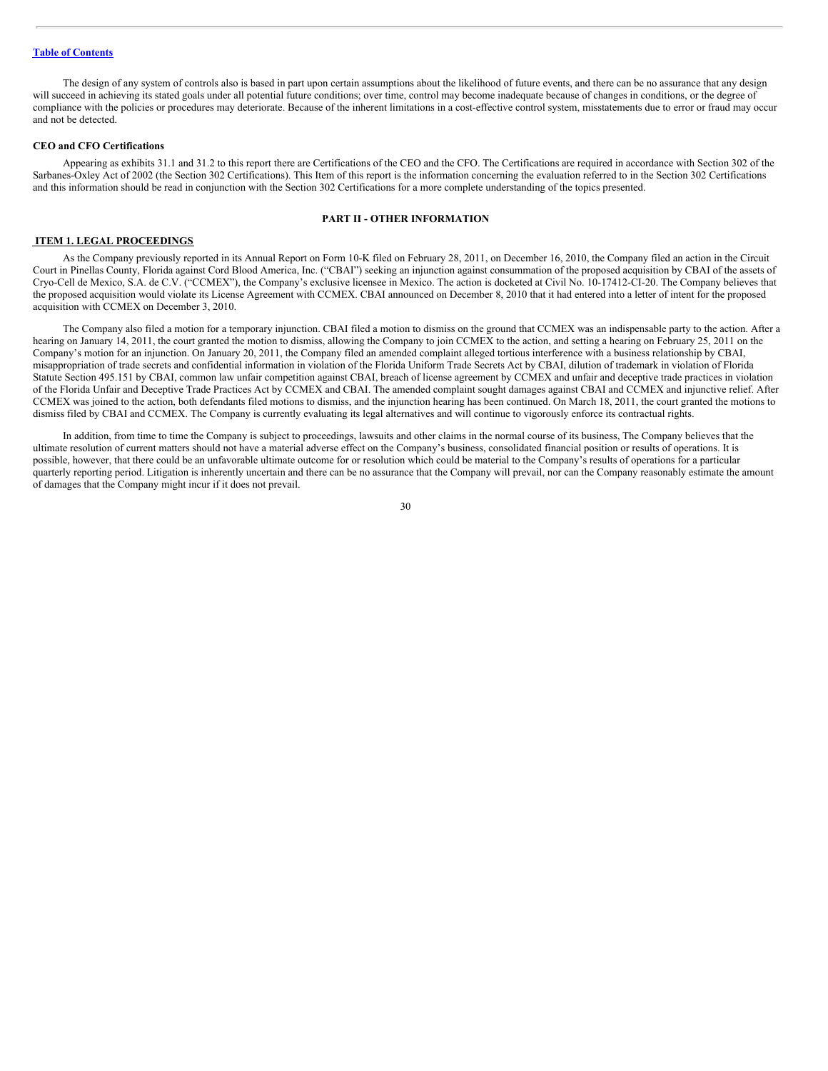The design of any system of controls also is based in part upon certain assumptions about the likelihood of future events, and there can be no assurance that any design will succeed in achieving its stated goals under all potential future conditions; over time, control may become inadequate because of changes in conditions, or the degree of compliance with the policies or procedures may deteriorate. Because of the inherent limitations in a cost-effective control system, misstatements due to error or fraud may occur and not be detected.

**CEO and CFO Certifications**

Appearing as exhibits 31.1 and 31.2 to this report there are Certifications of the CEO and the CFO. The Certifications are required in accordance with Section 302 of the Sarbanes-Oxley Act of 2002 (the Section 302 Certifications). This Item of this report is the information concerning the evaluation referred to in the Section 302 Certifications and this information should be read in conjunction with the Section 302 Certifications for a more complete understanding of the topics presented.

## PART II - OTHER INFORMATION

### ITEM 1. LEGAL PROCEEDINGS

As the Company previously reported in its Annual Report on Form 10-K filed on February 28, 2011, on December 16, 2010, the Company filed an action in the Circuit Court in Pinellas County, Florida against Cord Blood America, Inc. ("CBAI") seeking an injunction against consummation of the proposed acquisition by CBAI of the assets of Cryo-Cell de Mexico, S.A. de C.V. ("CCMEX"), the Company's exclusive licensee in Mexico. The action is docketed at Civil No. 10-17412-CI-20. The Company believes that the proposed acquisition would violate its License Agreement with CCMEX. CBAI announced on December 8, 2010 that it had entered into a letter of intent for the proposed acquisition with CCMEX on December 3, 2010.

The Company also filed a motion for a temporary injunction. CBAI filed a motion to dismiss on the ground that CCMEX was an indispensable party to the action. After a hearing on January 14, 2011, the court granted the motion to dismiss, allowing the Company to join CCMEX to the action, and setting a hearing on February 25, 2011 on the Company's motion for an injunction. On January 20, 2011, the Company filed an amended complaint alleged tortious interference with a business relationship by CBAI, misappropriation of trade secrets and confidential information in violation of the Florida Uniform Trade Secrets Act by CBAI, dilution of trademark in violation of Florida Statute Section 495.151 by CBAI, common law unfair competition against CBAI, breach of license agreement by CCMEX and unfair and deceptive trade practices in violation of the Florida Unfair and Deceptive Trade Practices Act by CCMEX and CBAI. The amended complaint sought damages against CBAI and CCMEX and injunctive relief. After CCMEX was joined to the action, both defendants filed motions to dismiss, and the injunction hearing has been continued. On March 18, 2011, the court granted the motions to dismiss filed by CBAI and CCMEX. The Company is currently evaluating its legal alternatives and will continue to vigorously enforce its contractual rights.

In addition, from time to time the Company is subject to proceedings, lawsuits and other claims in the normal course of its business, The Company believes that the ultimate resolution of current matters should not have a material adverse effect on the Company's business, consolidated financial position or results of operations. It is possible, however, that there could be an unfavorable ultimate outcome for or resolution which could be material to the Company's results of operations for a particular quarterly reporting period. Litigation is inherently uncertain and there can be no assurance that the Company will prevail, nor can the Company reasonably estimate the amount of damages that the Company might incur if it does not prevail.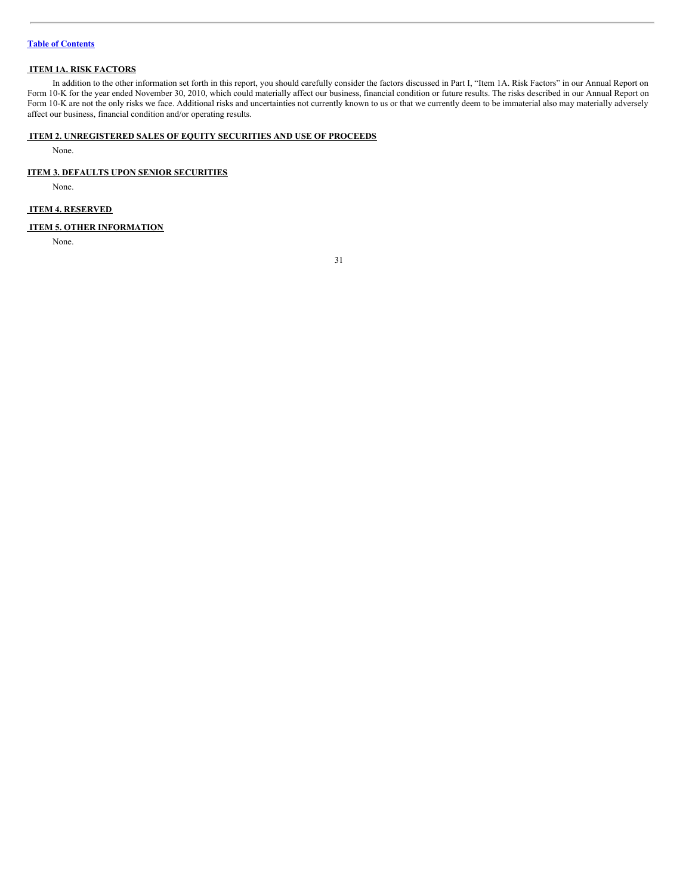## ITEM 1A. RISK FACTORS

In addition to the other information set forth in this report, you should carefully consider the factors discussed in Part I, "Item 1A. Risk Factors" in our Annual Report on Form 10-K for the year ended November 30, 2010, which could materially affect our business, financial condition or future results. The risks described in our Annual Report on Form 10-K are not the only risks we face. Additional risks and uncertainties not currently known to us or that we currently deem to be immaterial also may materially adversely affect our business, financial condition and/or operating results.

## ITEM 2. UNREGISTERED SALES OF EQUITY SECURITIES AND USE OF PROCEEDS

None.

## ITEM 3. DEFAULTS UPON SENIOR SECURITIES

None.

## ITEM 4. RESERVED

## ITEM 5. OTHER INFORMATION

None.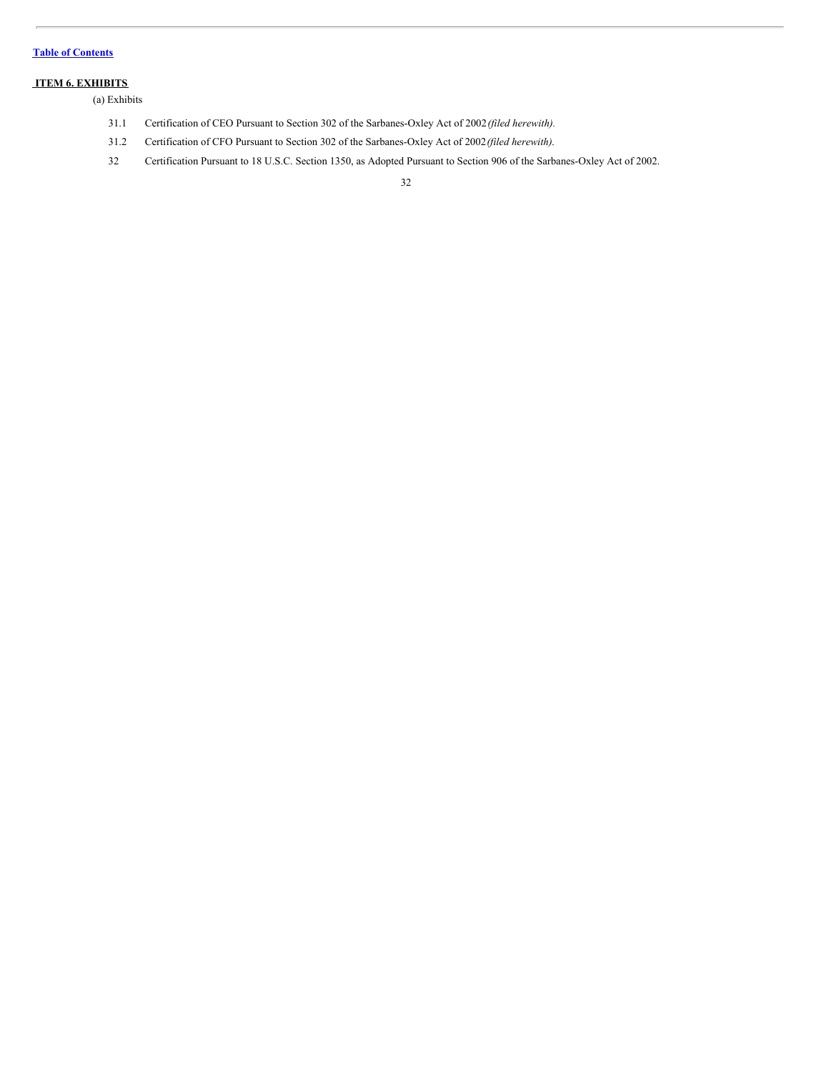[Table of Contents](#)

## ITEM 6. EXHIBITS

(a) Exhibits

| | |
|---|---|
| 31.1 | Certification of CEO Pursuant to Section 302 of the Sarbanes-Oxley Act of 2002 *(filed herewith).* |
| 31.2 | Certification of CFO Pursuant to Section 302 of the Sarbanes-Oxley Act of 2002 *(filed herewith).* |
| 32 | Certification Pursuant to 18 U.S.C. Section 1350, as Adopted Pursuant to Section 906 of the Sarbanes-Oxley Act of 2002. |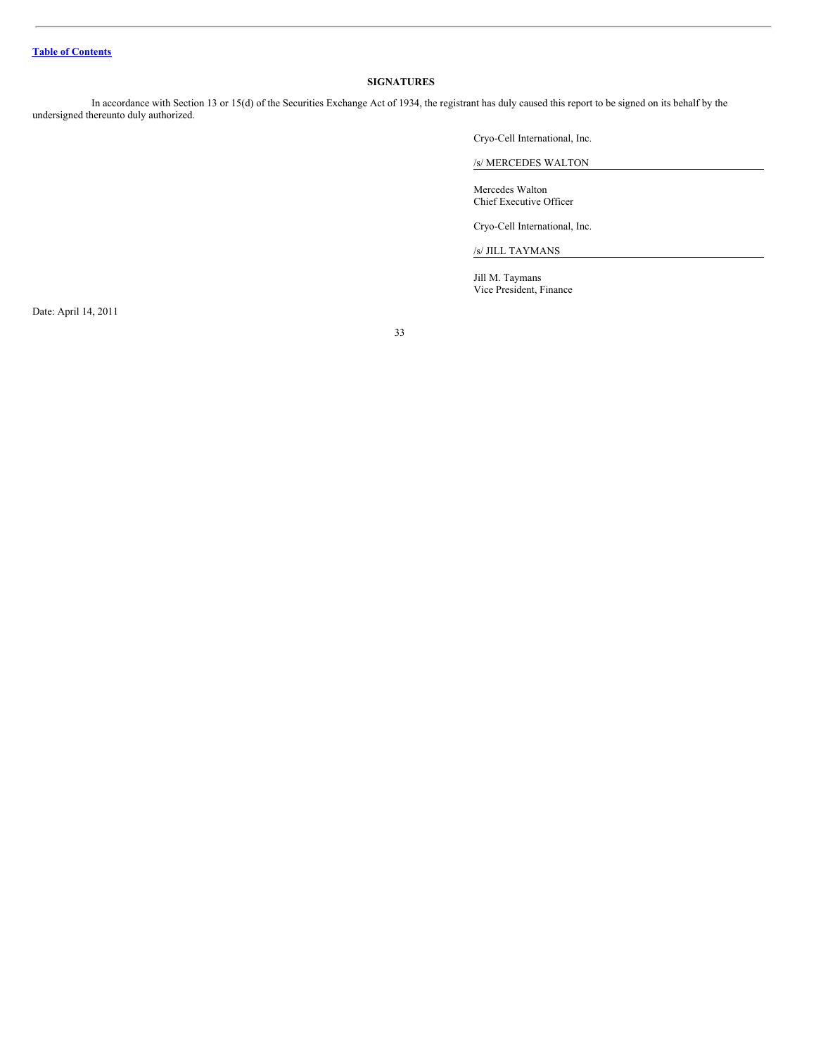[Table of Contents]

## SIGNATURES

In accordance with Section 13 or 15(d) of the Securities Exchange Act of 1934, the registrant has duly caused this report to be signed on its behalf by the undersigned thereunto duly authorized.

Cryo-Cell International, Inc.

/s/ MERCEDES WALTON

Mercedes Walton
Chief Executive Officer

Cryo-Cell International, Inc.

/s/ JILL TAYMANS

Jill M. Taymans
Vice President, Finance

Date: April 14, 2011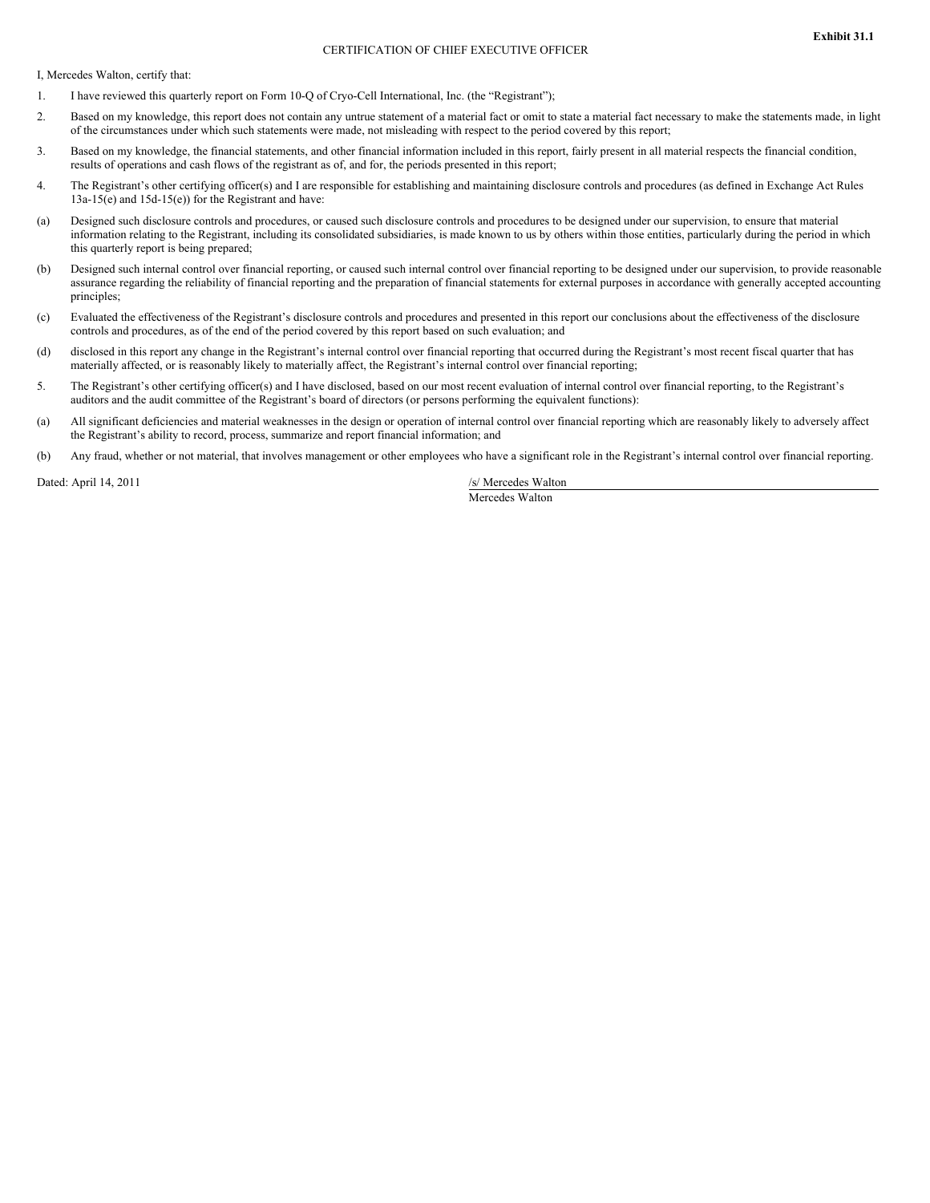**Exhibit 31.1**

CERTIFICATION OF CHIEF EXECUTIVE OFFICER

I, Mercedes Walton, certify that:

1. I have reviewed this quarterly report on Form 10-Q of Cryo-Cell International, Inc. (the "Registrant");

2. Based on my knowledge, this report does not contain any untrue statement of a material fact or omit to state a material fact necessary to make the statements made, in light of the circumstances under which such statements were made, not misleading with respect to the period covered by this report;

3. Based on my knowledge, the financial statements, and other financial information included in this report, fairly present in all material respects the financial condition, results of operations and cash flows of the registrant as of, and for, the periods presented in this report;

4. The Registrant's other certifying officer(s) and I are responsible for establishing and maintaining disclosure controls and procedures (as defined in Exchange Act Rules 13a-15(e) and 15d-15(e)) for the Registrant and have:

(a) Designed such disclosure controls and procedures, or caused such disclosure controls and procedures to be designed under our supervision, to ensure that material information relating to the Registrant, including its consolidated subsidiaries, is made known to us by others within those entities, particularly during the period in which this quarterly report is being prepared;

(b) Designed such internal control over financial reporting, or caused such internal control over financial reporting to be designed under our supervision, to provide reasonable assurance regarding the reliability of financial reporting and the preparation of financial statements for external purposes in accordance with generally accepted accounting principles;

(c) Evaluated the effectiveness of the Registrant's disclosure controls and procedures and presented in this report our conclusions about the effectiveness of the disclosure controls and procedures, as of the end of the period covered by this report based on such evaluation; and

(d) disclosed in this report any change in the Registrant's internal control over financial reporting that occurred during the Registrant's most recent fiscal quarter that has materially affected, or is reasonably likely to materially affect, the Registrant's internal control over financial reporting;

5. The Registrant's other certifying officer(s) and I have disclosed, based on our most recent evaluation of internal control over financial reporting, to the Registrant's auditors and the audit committee of the Registrant's board of directors (or persons performing the equivalent functions):

(a) All significant deficiencies and material weaknesses in the design or operation of internal control over financial reporting which are reasonably likely to adversely affect the Registrant's ability to record, process, summarize and report financial information; and

(b) Any fraud, whether or not material, that involves management or other employees who have a significant role in the Registrant's internal control over financial reporting.

Dated: April 14, 2011

/s/ Mercedes Walton
Mercedes Walton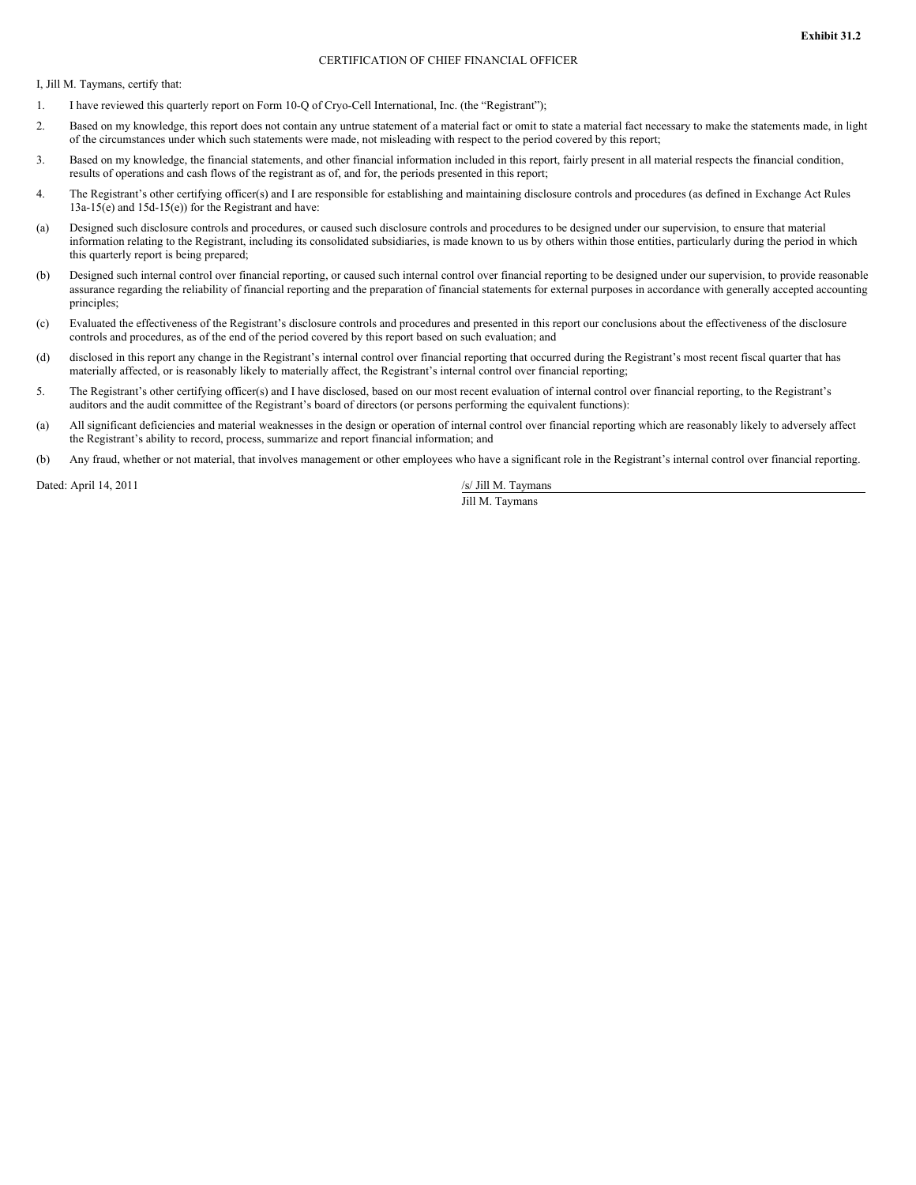**Exhibit 31.2**

CERTIFICATION OF CHIEF FINANCIAL OFFICER

I, Jill M. Taymans, certify that:

1. I have reviewed this quarterly report on Form 10-Q of Cryo-Cell International, Inc. (the "Registrant");

2. Based on my knowledge, this report does not contain any untrue statement of a material fact or omit to state a material fact necessary to make the statements made, in light of the circumstances under which such statements were made, not misleading with respect to the period covered by this report;

3. Based on my knowledge, the financial statements, and other financial information included in this report, fairly present in all material respects the financial condition, results of operations and cash flows of the registrant as of, and for, the periods presented in this report;

4. The Registrant's other certifying officer(s) and I are responsible for establishing and maintaining disclosure controls and procedures (as defined in Exchange Act Rules 13a-15(e) and 15d-15(e)) for the Registrant and have:

(a) Designed such disclosure controls and procedures, or caused such disclosure controls and procedures to be designed under our supervision, to ensure that material information relating to the Registrant, including its consolidated subsidiaries, is made known to us by others within those entities, particularly during the period in which this quarterly report is being prepared;

(b) Designed such internal control over financial reporting, or caused such internal control over financial reporting to be designed under our supervision, to provide reasonable assurance regarding the reliability of financial reporting and the preparation of financial statements for external purposes in accordance with generally accepted accounting principles;

(c) Evaluated the effectiveness of the Registrant's disclosure controls and procedures and presented in this report our conclusions about the effectiveness of the disclosure controls and procedures, as of the end of the period covered by this report based on such evaluation; and

(d) disclosed in this report any change in the Registrant's internal control over financial reporting that occurred during the Registrant's most recent fiscal quarter that has materially affected, or is reasonably likely to materially affect, the Registrant's internal control over financial reporting;

5. The Registrant's other certifying officer(s) and I have disclosed, based on our most recent evaluation of internal control over financial reporting, to the Registrant's auditors and the audit committee of the Registrant's board of directors (or persons performing the equivalent functions):

(a) All significant deficiencies and material weaknesses in the design or operation of internal control over financial reporting which are reasonably likely to adversely affect the Registrant's ability to record, process, summarize and report financial information; and

(b) Any fraud, whether or not material, that involves management or other employees who have a significant role in the Registrant's internal control over financial reporting.

Dated: April 14, 2011

/s/ Jill M. Taymans
Jill M. Taymans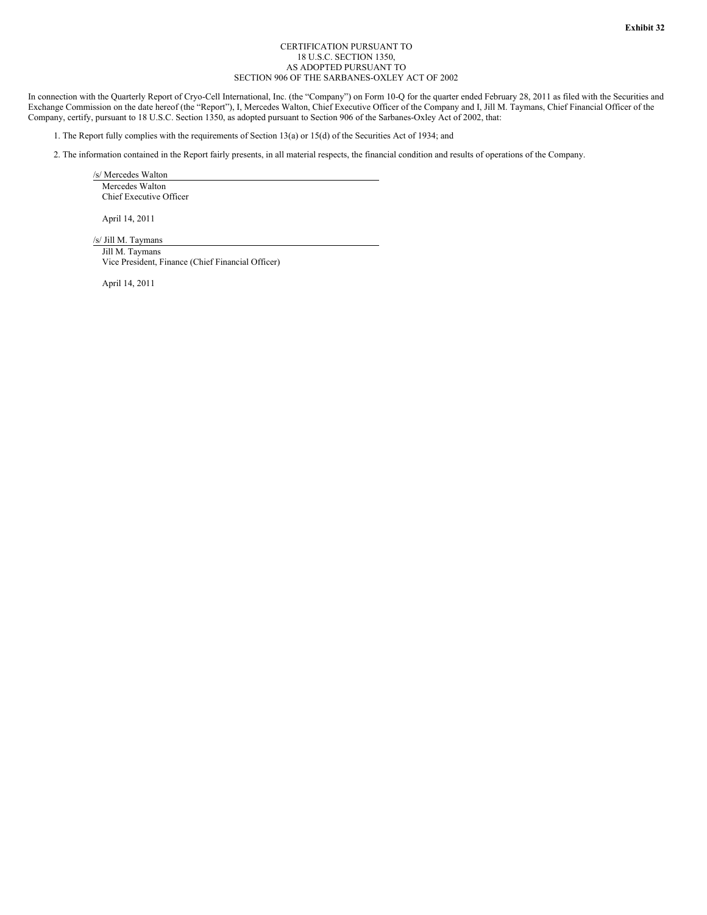**Exhibit 32**

CERTIFICATION PURSUANT TO
18 U.S.C. SECTION 1350,
AS ADOPTED PURSUANT TO
SECTION 906 OF THE SARBANES-OXLEY ACT OF 2002

In connection with the Quarterly Report of Cryo-Cell International, Inc. (the "Company") on Form 10-Q for the quarter ended February 28, 2011 as filed with the Securities and Exchange Commission on the date hereof (the "Report"), I, Mercedes Walton, Chief Executive Officer of the Company and I, Jill M. Taymans, Chief Financial Officer of the Company, certify, pursuant to 18 U.S.C. Section 1350, as adopted pursuant to Section 906 of the Sarbanes-Oxley Act of 2002, that:

1. The Report fully complies with the requirements of Section 13(a) or 15(d) of the Securities Act of 1934; and

2. The information contained in the Report fairly presents, in all material respects, the financial condition and results of operations of the Company.

/s/ Mercedes Walton
Mercedes Walton
Chief Executive Officer

April 14, 2011

/s/ Jill M. Taymans
Jill M. Taymans
Vice President, Finance (Chief Financial Officer)

April 14, 2011